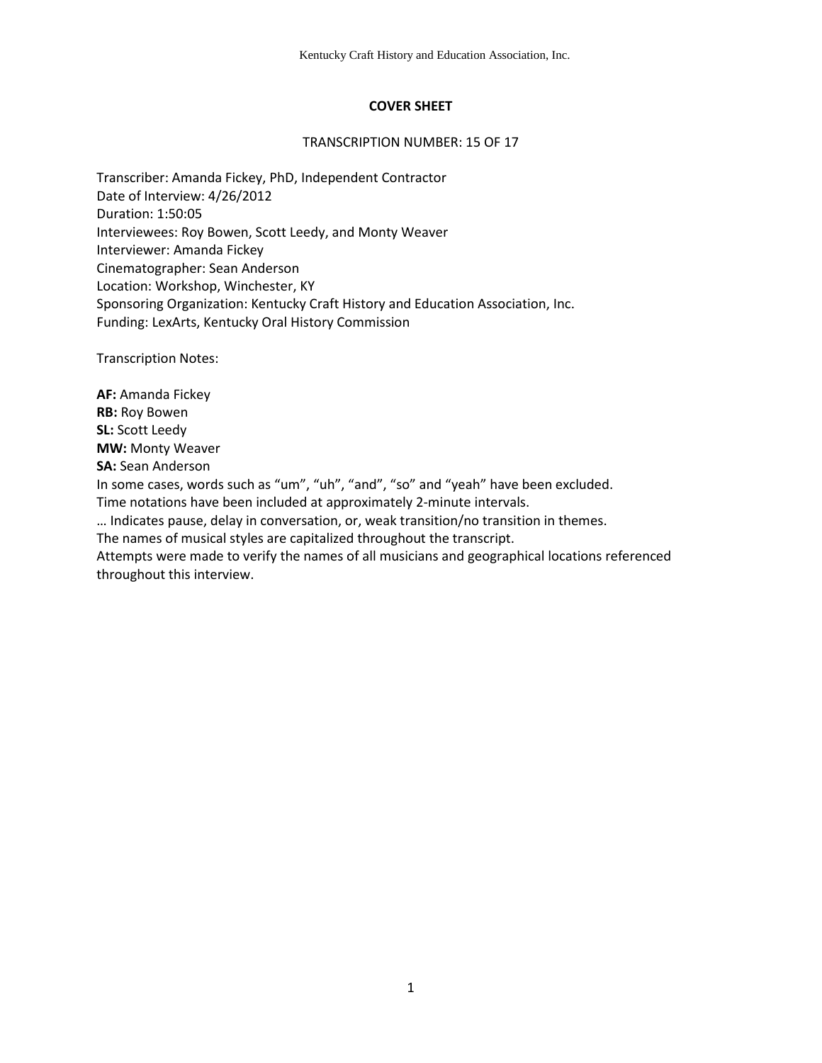# COVER SHEET

TRANSCRIPTION NUMBER: 15 OF 17

Transcriber: Amanda Fickey, PhD, Independent Contractor
Date of Interview: 4/26/2012
Duration: 1:50:05
Interviewees: Roy Bowen, Scott Leedy, and Monty Weaver
Interviewer: Amanda Fickey
Cinematographer: Sean Anderson
Location: Workshop, Winchester, KY
Sponsoring Organization: Kentucky Craft History and Education Association, Inc.
Funding: LexArts, Kentucky Oral History Commission

Transcription Notes:

**AF:** Amanda Fickey
**RB:** Roy Bowen
**SL:** Scott Leedy
**MW:** Monty Weaver
**SA:** Sean Anderson
In some cases, words such as "um", "uh", "and", "so" and "yeah" have been excluded.
Time notations have been included at approximately 2-minute intervals.
… Indicates pause, delay in conversation, or, weak transition/no transition in themes.
The names of musical styles are capitalized throughout the transcript.
Attempts were made to verify the names of all musicians and geographical locations referenced throughout this interview.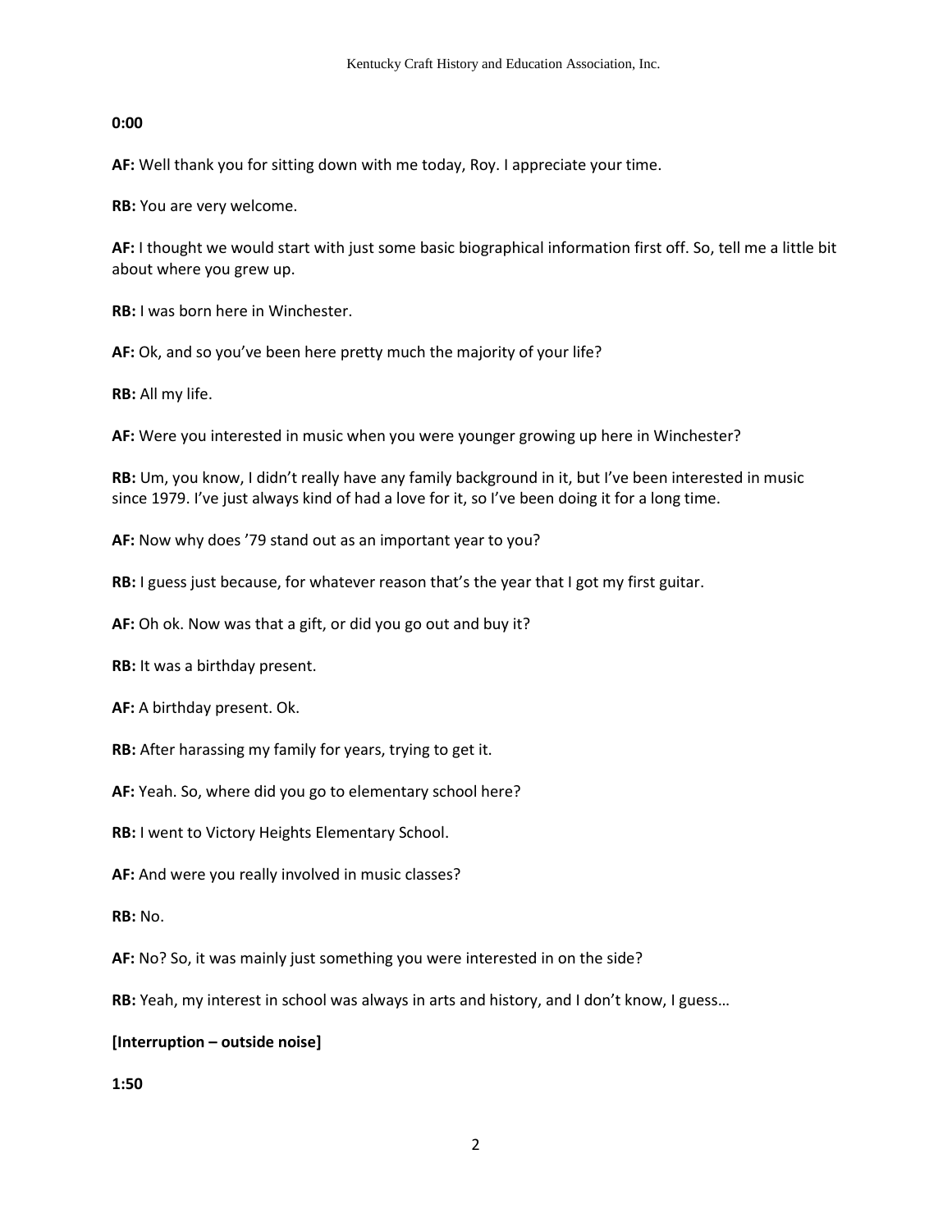**0:00**

**AF:** Well thank you for sitting down with me today, Roy. I appreciate your time.

**RB:** You are very welcome.

**AF:** I thought we would start with just some basic biographical information first off. So, tell me a little bit about where you grew up.

**RB:** I was born here in Winchester.

**AF:** Ok, and so you've been here pretty much the majority of your life?

**RB:** All my life.

**AF:** Were you interested in music when you were younger growing up here in Winchester?

**RB:** Um, you know, I didn't really have any family background in it, but I've been interested in music since 1979. I've just always kind of had a love for it, so I've been doing it for a long time.

**AF:** Now why does '79 stand out as an important year to you?

**RB:** I guess just because, for whatever reason that's the year that I got my first guitar.

**AF:** Oh ok. Now was that a gift, or did you go out and buy it?

**RB:** It was a birthday present.

**AF:** A birthday present. Ok.

**RB:** After harassing my family for years, trying to get it.

**AF:** Yeah. So, where did you go to elementary school here?

**RB:** I went to Victory Heights Elementary School.

**AF:** And were you really involved in music classes?

**RB:** No.

**AF:** No? So, it was mainly just something you were interested in on the side?

**RB:** Yeah, my interest in school was always in arts and history, and I don't know, I guess…

**[Interruption – outside noise]**

**1:50**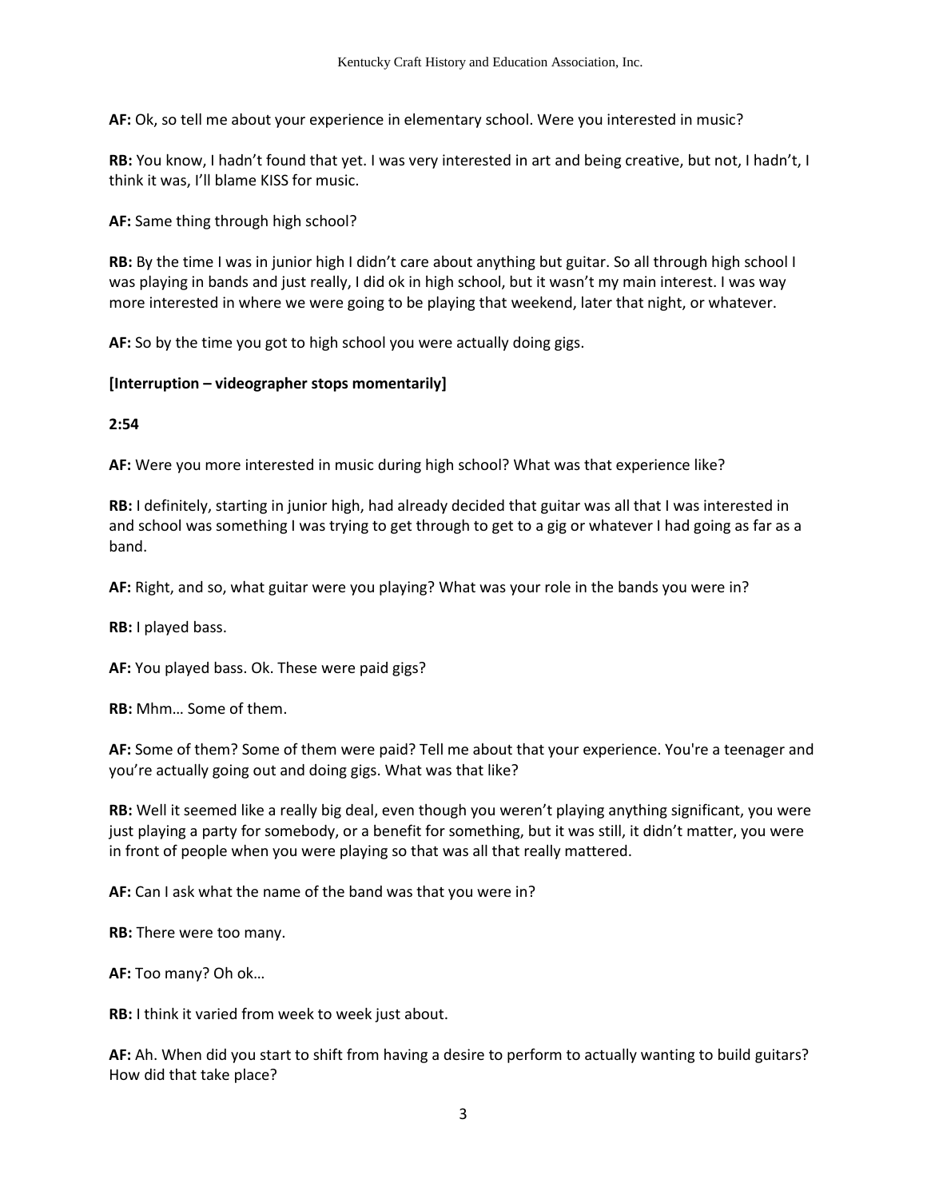**AF:** Ok, so tell me about your experience in elementary school. Were you interested in music?

**RB:** You know, I hadn't found that yet. I was very interested in art and being creative, but not, I hadn't, I think it was, I'll blame KISS for music.

**AF:** Same thing through high school?

**RB:** By the time I was in junior high I didn't care about anything but guitar. So all through high school I was playing in bands and just really, I did ok in high school, but it wasn't my main interest. I was way more interested in where we were going to be playing that weekend, later that night, or whatever.

**AF:** So by the time you got to high school you were actually doing gigs.

**[Interruption – videographer stops momentarily]**

**2:54**

**AF:** Were you more interested in music during high school? What was that experience like?

**RB:** I definitely, starting in junior high, had already decided that guitar was all that I was interested in and school was something I was trying to get through to get to a gig or whatever I had going as far as a band.

**AF:** Right, and so, what guitar were you playing? What was your role in the bands you were in?

**RB:** I played bass.

**AF:** You played bass. Ok. These were paid gigs?

**RB:** Mhm… Some of them.

**AF:** Some of them? Some of them were paid? Tell me about that your experience. You're a teenager and you're actually going out and doing gigs. What was that like?

**RB:** Well it seemed like a really big deal, even though you weren't playing anything significant, you were just playing a party for somebody, or a benefit for something, but it was still, it didn't matter, you were in front of people when you were playing so that was all that really mattered.

**AF:** Can I ask what the name of the band was that you were in?

**RB:** There were too many.

**AF:** Too many? Oh ok…

**RB:** I think it varied from week to week just about.

**AF:** Ah. When did you start to shift from having a desire to perform to actually wanting to build guitars? How did that take place?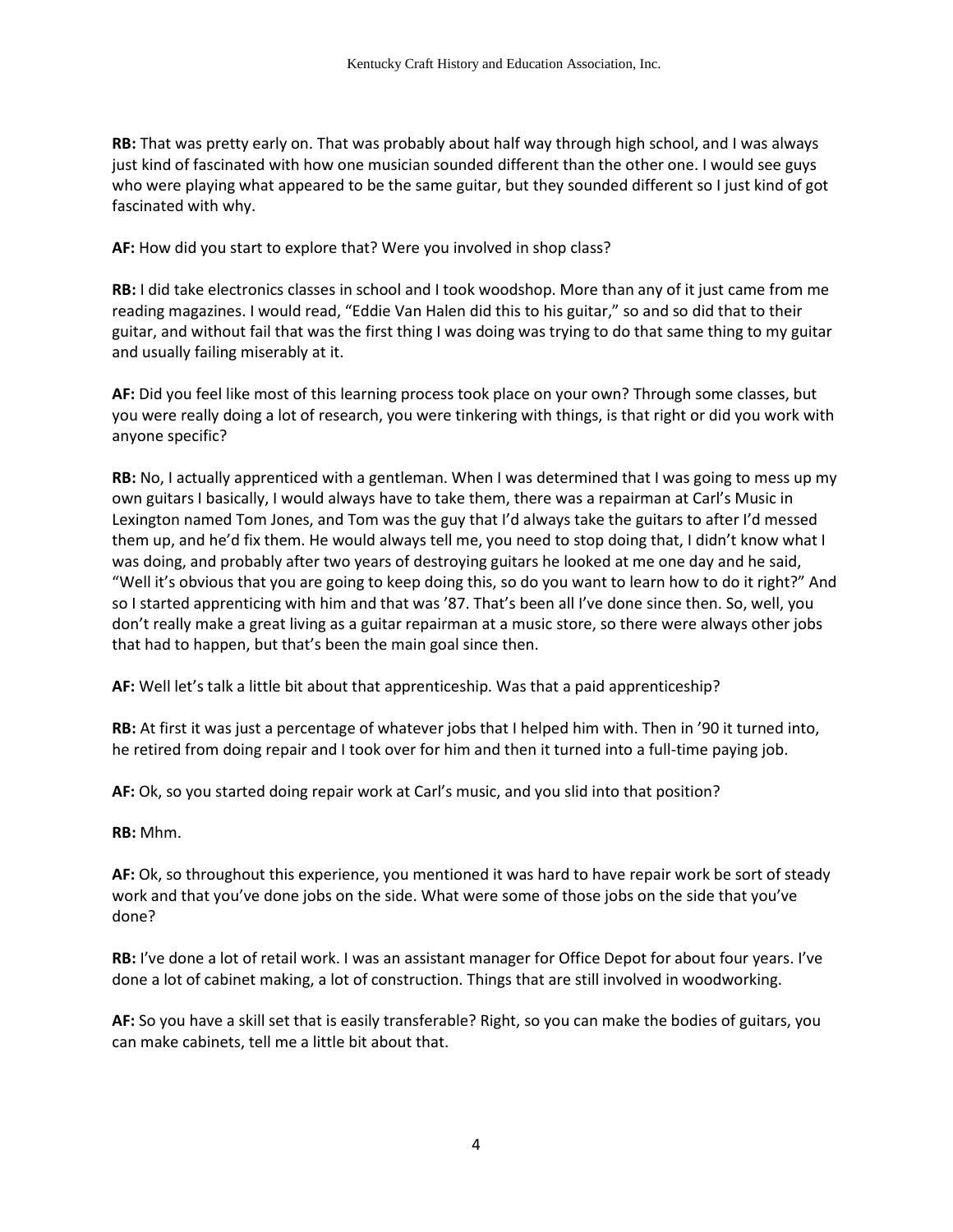**RB:** That was pretty early on. That was probably about half way through high school, and I was always just kind of fascinated with how one musician sounded different than the other one. I would see guys who were playing what appeared to be the same guitar, but they sounded different so I just kind of got fascinated with why.

**AF:** How did you start to explore that? Were you involved in shop class?

**RB:** I did take electronics classes in school and I took woodshop. More than any of it just came from me reading magazines. I would read, "Eddie Van Halen did this to his guitar," so and so did that to their guitar, and without fail that was the first thing I was doing was trying to do that same thing to my guitar and usually failing miserably at it.

**AF:** Did you feel like most of this learning process took place on your own? Through some classes, but you were really doing a lot of research, you were tinkering with things, is that right or did you work with anyone specific?

**RB:** No, I actually apprenticed with a gentleman. When I was determined that I was going to mess up my own guitars I basically, I would always have to take them, there was a repairman at Carl's Music in Lexington named Tom Jones, and Tom was the guy that I'd always take the guitars to after I'd messed them up, and he'd fix them. He would always tell me, you need to stop doing that, I didn't know what I was doing, and probably after two years of destroying guitars he looked at me one day and he said, "Well it's obvious that you are going to keep doing this, so do you want to learn how to do it right?" And so I started apprenticing with him and that was '87. That's been all I've done since then. So, well, you don't really make a great living as a guitar repairman at a music store, so there were always other jobs that had to happen, but that's been the main goal since then.

**AF:** Well let's talk a little bit about that apprenticeship. Was that a paid apprenticeship?

**RB:** At first it was just a percentage of whatever jobs that I helped him with. Then in '90 it turned into, he retired from doing repair and I took over for him and then it turned into a full-time paying job.

**AF:** Ok, so you started doing repair work at Carl's music, and you slid into that position?

**RB:** Mhm.

**AF:** Ok, so throughout this experience, you mentioned it was hard to have repair work be sort of steady work and that you've done jobs on the side. What were some of those jobs on the side that you've done?

**RB:** I've done a lot of retail work. I was an assistant manager for Office Depot for about four years. I've done a lot of cabinet making, a lot of construction. Things that are still involved in woodworking.

**AF:** So you have a skill set that is easily transferable? Right, so you can make the bodies of guitars, you can make cabinets, tell me a little bit about that.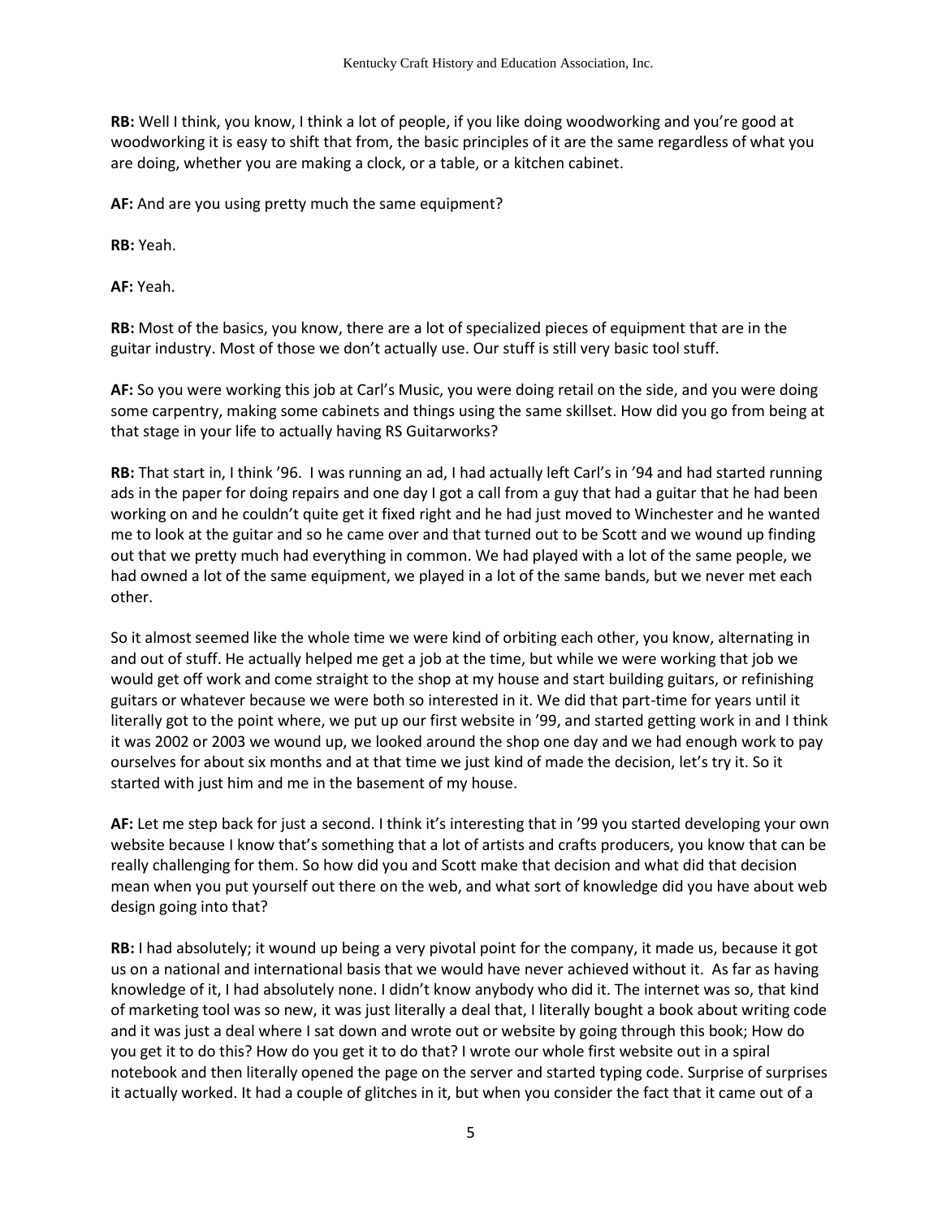**RB:** Well I think, you know, I think a lot of people, if you like doing woodworking and you're good at woodworking it is easy to shift that from, the basic principles of it are the same regardless of what you are doing, whether you are making a clock, or a table, or a kitchen cabinet.

**AF:** And are you using pretty much the same equipment?

**RB:** Yeah.

**AF:** Yeah.

**RB:** Most of the basics, you know, there are a lot of specialized pieces of equipment that are in the guitar industry. Most of those we don't actually use. Our stuff is still very basic tool stuff.

**AF:** So you were working this job at Carl's Music, you were doing retail on the side, and you were doing some carpentry, making some cabinets and things using the same skillset. How did you go from being at that stage in your life to actually having RS Guitarworks?

**RB:** That start in, I think '96. I was running an ad, I had actually left Carl's in '94 and had started running ads in the paper for doing repairs and one day I got a call from a guy that had a guitar that he had been working on and he couldn't quite get it fixed right and he had just moved to Winchester and he wanted me to look at the guitar and so he came over and that turned out to be Scott and we wound up finding out that we pretty much had everything in common. We had played with a lot of the same people, we had owned a lot of the same equipment, we played in a lot of the same bands, but we never met each other.

So it almost seemed like the whole time we were kind of orbiting each other, you know, alternating in and out of stuff. He actually helped me get a job at the time, but while we were working that job we would get off work and come straight to the shop at my house and start building guitars, or refinishing guitars or whatever because we were both so interested in it. We did that part-time for years until it literally got to the point where, we put up our first website in '99, and started getting work in and I think it was 2002 or 2003 we wound up, we looked around the shop one day and we had enough work to pay ourselves for about six months and at that time we just kind of made the decision, let's try it. So it started with just him and me in the basement of my house.

**AF:** Let me step back for just a second. I think it's interesting that in '99 you started developing your own website because I know that's something that a lot of artists and crafts producers, you know that can be really challenging for them. So how did you and Scott make that decision and what did that decision mean when you put yourself out there on the web, and what sort of knowledge did you have about web design going into that?

**RB:** I had absolutely; it wound up being a very pivotal point for the company, it made us, because it got us on a national and international basis that we would have never achieved without it. As far as having knowledge of it, I had absolutely none. I didn't know anybody who did it. The internet was so, that kind of marketing tool was so new, it was just literally a deal that, I literally bought a book about writing code and it was just a deal where I sat down and wrote out or website by going through this book; How do you get it to do this? How do you get it to do that? I wrote our whole first website out in a spiral notebook and then literally opened the page on the server and started typing code. Surprise of surprises it actually worked. It had a couple of glitches in it, but when you consider the fact that it came out of a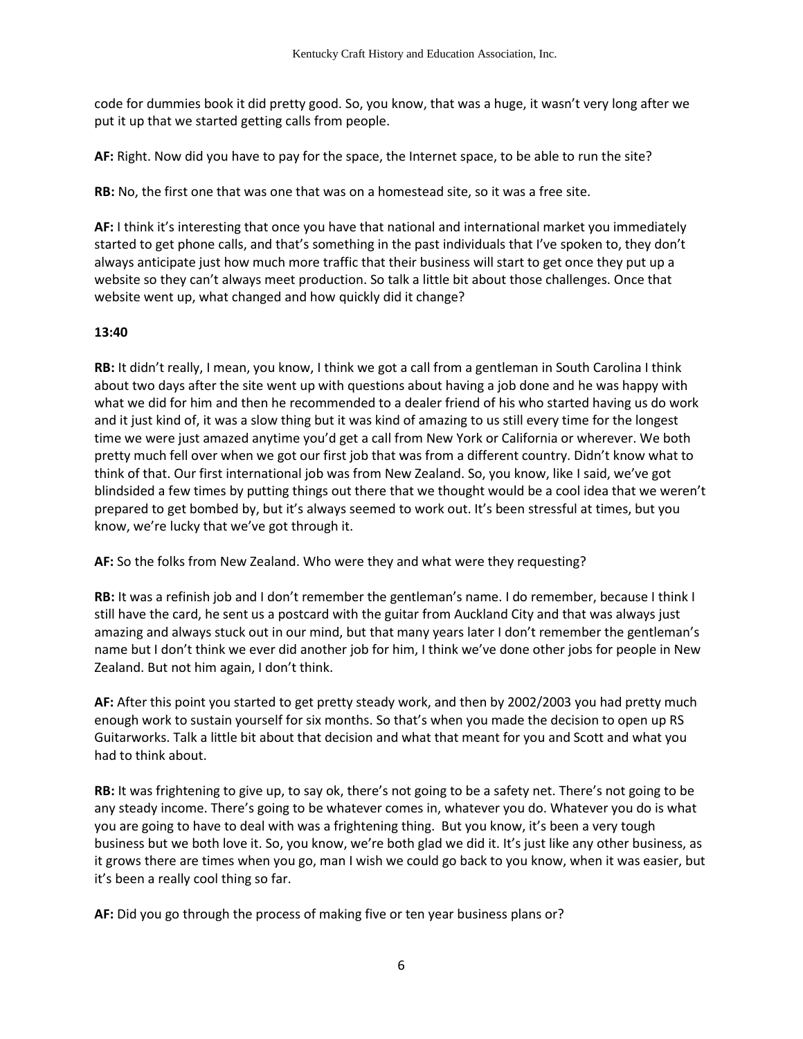code for dummies book it did pretty good. So, you know, that was a huge, it wasn't very long after we put it up that we started getting calls from people.

**AF:** Right. Now did you have to pay for the space, the Internet space, to be able to run the site?

**RB:** No, the first one that was one that was on a homestead site, so it was a free site.

**AF:** I think it's interesting that once you have that national and international market you immediately started to get phone calls, and that's something in the past individuals that I've spoken to, they don't always anticipate just how much more traffic that their business will start to get once they put up a website so they can't always meet production. So talk a little bit about those challenges. Once that website went up, what changed and how quickly did it change?

**13:40**

**RB:** It didn't really, I mean, you know, I think we got a call from a gentleman in South Carolina I think about two days after the site went up with questions about having a job done and he was happy with what we did for him and then he recommended to a dealer friend of his who started having us do work and it just kind of, it was a slow thing but it was kind of amazing to us still every time for the longest time we were just amazed anytime you'd get a call from New York or California or wherever. We both pretty much fell over when we got our first job that was from a different country. Didn't know what to think of that. Our first international job was from New Zealand. So, you know, like I said, we've got blindsided a few times by putting things out there that we thought would be a cool idea that we weren't prepared to get bombed by, but it's always seemed to work out. It's been stressful at times, but you know, we're lucky that we've got through it.

**AF:** So the folks from New Zealand. Who were they and what were they requesting?

**RB:** It was a refinish job and I don't remember the gentleman's name. I do remember, because I think I still have the card, he sent us a postcard with the guitar from Auckland City and that was always just amazing and always stuck out in our mind, but that many years later I don't remember the gentleman's name but I don't think we ever did another job for him, I think we've done other jobs for people in New Zealand. But not him again, I don't think.

**AF:** After this point you started to get pretty steady work, and then by 2002/2003 you had pretty much enough work to sustain yourself for six months. So that's when you made the decision to open up RS Guitarworks. Talk a little bit about that decision and what that meant for you and Scott and what you had to think about.

**RB:** It was frightening to give up, to say ok, there's not going to be a safety net. There's not going to be any steady income. There's going to be whatever comes in, whatever you do. Whatever you do is what you are going to have to deal with was a frightening thing. But you know, it's been a very tough business but we both love it. So, you know, we're both glad we did it. It's just like any other business, as it grows there are times when you go, man I wish we could go back to you know, when it was easier, but it's been a really cool thing so far.

**AF:** Did you go through the process of making five or ten year business plans or?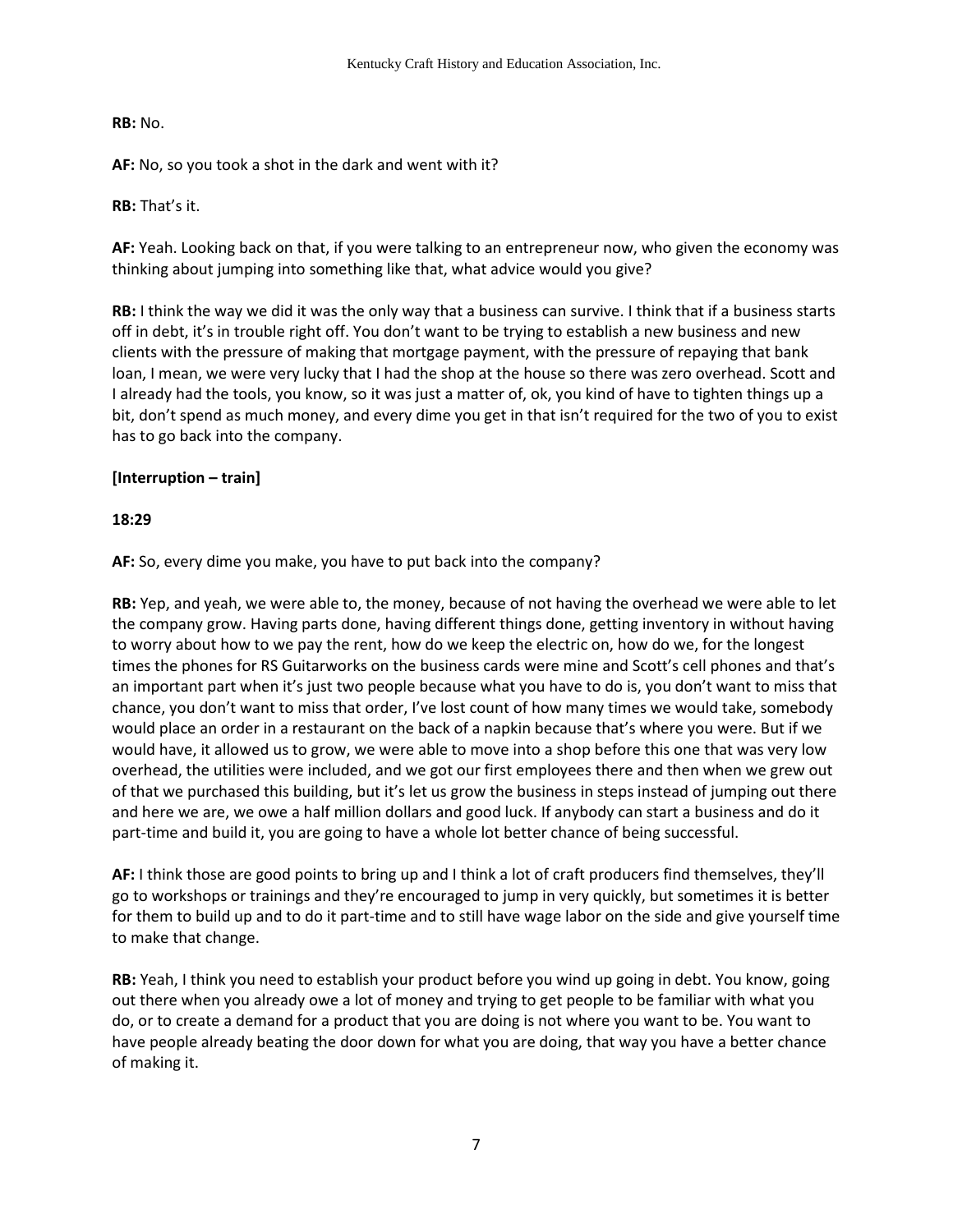**RB:** No.

**AF:** No, so you took a shot in the dark and went with it?

**RB:** That's it.

**AF:** Yeah. Looking back on that, if you were talking to an entrepreneur now, who given the economy was thinking about jumping into something like that, what advice would you give?

**RB:** I think the way we did it was the only way that a business can survive. I think that if a business starts off in debt, it's in trouble right off. You don't want to be trying to establish a new business and new clients with the pressure of making that mortgage payment, with the pressure of repaying that bank loan, I mean, we were very lucky that I had the shop at the house so there was zero overhead. Scott and I already had the tools, you know, so it was just a matter of, ok, you kind of have to tighten things up a bit, don't spend as much money, and every dime you get in that isn't required for the two of you to exist has to go back into the company.

**[Interruption – train]**

**18:29**

**AF:** So, every dime you make, you have to put back into the company?

**RB:** Yep, and yeah, we were able to, the money, because of not having the overhead we were able to let the company grow. Having parts done, having different things done, getting inventory in without having to worry about how to we pay the rent, how do we keep the electric on, how do we, for the longest times the phones for RS Guitarworks on the business cards were mine and Scott's cell phones and that's an important part when it's just two people because what you have to do is, you don't want to miss that chance, you don't want to miss that order, I've lost count of how many times we would take, somebody would place an order in a restaurant on the back of a napkin because that's where you were. But if we would have, it allowed us to grow, we were able to move into a shop before this one that was very low overhead, the utilities were included, and we got our first employees there and then when we grew out of that we purchased this building, but it's let us grow the business in steps instead of jumping out there and here we are, we owe a half million dollars and good luck. If anybody can start a business and do it part-time and build it, you are going to have a whole lot better chance of being successful.

**AF:** I think those are good points to bring up and I think a lot of craft producers find themselves, they'll go to workshops or trainings and they're encouraged to jump in very quickly, but sometimes it is better for them to build up and to do it part-time and to still have wage labor on the side and give yourself time to make that change.

**RB:** Yeah, I think you need to establish your product before you wind up going in debt. You know, going out there when you already owe a lot of money and trying to get people to be familiar with what you do, or to create a demand for a product that you are doing is not where you want to be. You want to have people already beating the door down for what you are doing, that way you have a better chance of making it.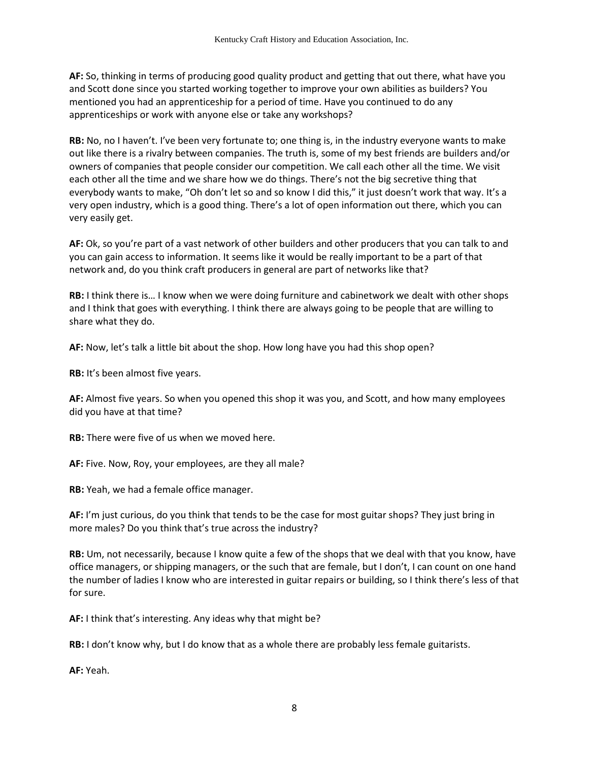**AF:** So, thinking in terms of producing good quality product and getting that out there, what have you and Scott done since you started working together to improve your own abilities as builders? You mentioned you had an apprenticeship for a period of time. Have you continued to do any apprenticeships or work with anyone else or take any workshops?

**RB:** No, no I haven't. I've been very fortunate to; one thing is, in the industry everyone wants to make out like there is a rivalry between companies. The truth is, some of my best friends are builders and/or owners of companies that people consider our competition. We call each other all the time. We visit each other all the time and we share how we do things. There's not the big secretive thing that everybody wants to make, "Oh don't let so and so know I did this," it just doesn't work that way. It's a very open industry, which is a good thing. There's a lot of open information out there, which you can very easily get.

**AF:** Ok, so you're part of a vast network of other builders and other producers that you can talk to and you can gain access to information. It seems like it would be really important to be a part of that network and, do you think craft producers in general are part of networks like that?

**RB:** I think there is… I know when we were doing furniture and cabinetwork we dealt with other shops and I think that goes with everything. I think there are always going to be people that are willing to share what they do.

**AF:** Now, let's talk a little bit about the shop. How long have you had this shop open?

**RB:** It's been almost five years.

**AF:** Almost five years. So when you opened this shop it was you, and Scott, and how many employees did you have at that time?

**RB:** There were five of us when we moved here.

**AF:** Five. Now, Roy, your employees, are they all male?

**RB:** Yeah, we had a female office manager.

**AF:** I'm just curious, do you think that tends to be the case for most guitar shops? They just bring in more males? Do you think that's true across the industry?

**RB:** Um, not necessarily, because I know quite a few of the shops that we deal with that you know, have office managers, or shipping managers, or the such that are female, but I don't, I can count on one hand the number of ladies I know who are interested in guitar repairs or building, so I think there's less of that for sure.

**AF:** I think that's interesting. Any ideas why that might be?

**RB:** I don't know why, but I do know that as a whole there are probably less female guitarists.

**AF:** Yeah.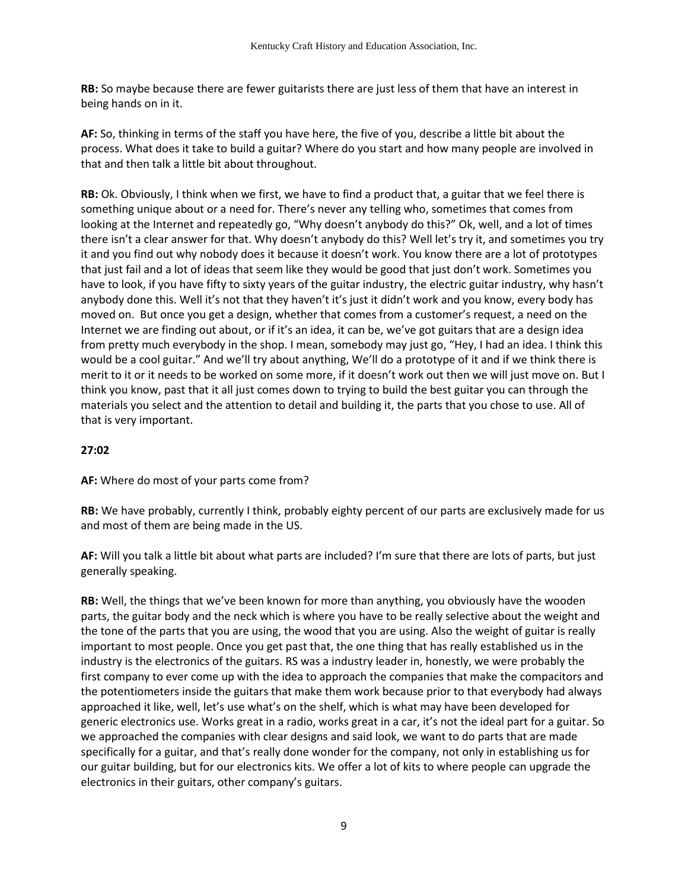**RB:** So maybe because there are fewer guitarists there are just less of them that have an interest in being hands on in it.

**AF:** So, thinking in terms of the staff you have here, the five of you, describe a little bit about the process. What does it take to build a guitar? Where do you start and how many people are involved in that and then talk a little bit about throughout.

**RB:** Ok. Obviously, I think when we first, we have to find a product that, a guitar that we feel there is something unique about or a need for. There's never any telling who, sometimes that comes from looking at the Internet and repeatedly go, "Why doesn't anybody do this?" Ok, well, and a lot of times there isn't a clear answer for that. Why doesn't anybody do this? Well let's try it, and sometimes you try it and you find out why nobody does it because it doesn't work. You know there are a lot of prototypes that just fail and a lot of ideas that seem like they would be good that just don't work. Sometimes you have to look, if you have fifty to sixty years of the guitar industry, the electric guitar industry, why hasn't anybody done this. Well it's not that they haven't it's just it didn't work and you know, every body has moved on. But once you get a design, whether that comes from a customer's request, a need on the Internet we are finding out about, or if it's an idea, it can be, we've got guitars that are a design idea from pretty much everybody in the shop. I mean, somebody may just go, "Hey, I had an idea. I think this would be a cool guitar." And we'll try about anything, We'll do a prototype of it and if we think there is merit to it or it needs to be worked on some more, if it doesn't work out then we will just move on. But I think you know, past that it all just comes down to trying to build the best guitar you can through the materials you select and the attention to detail and building it, the parts that you chose to use. All of that is very important.

**27:02**

**AF:** Where do most of your parts come from?

**RB:** We have probably, currently I think, probably eighty percent of our parts are exclusively made for us and most of them are being made in the US.

**AF:** Will you talk a little bit about what parts are included? I'm sure that there are lots of parts, but just generally speaking.

**RB:** Well, the things that we've been known for more than anything, you obviously have the wooden parts, the guitar body and the neck which is where you have to be really selective about the weight and the tone of the parts that you are using, the wood that you are using. Also the weight of guitar is really important to most people. Once you get past that, the one thing that has really established us in the industry is the electronics of the guitars. RS was a industry leader in, honestly, we were probably the first company to ever come up with the idea to approach the companies that make the compacitors and the potentiometers inside the guitars that make them work because prior to that everybody had always approached it like, well, let's use what's on the shelf, which is what may have been developed for generic electronics use. Works great in a radio, works great in a car, it's not the ideal part for a guitar. So we approached the companies with clear designs and said look, we want to do parts that are made specifically for a guitar, and that's really done wonder for the company, not only in establishing us for our guitar building, but for our electronics kits. We offer a lot of kits to where people can upgrade the electronics in their guitars, other company's guitars.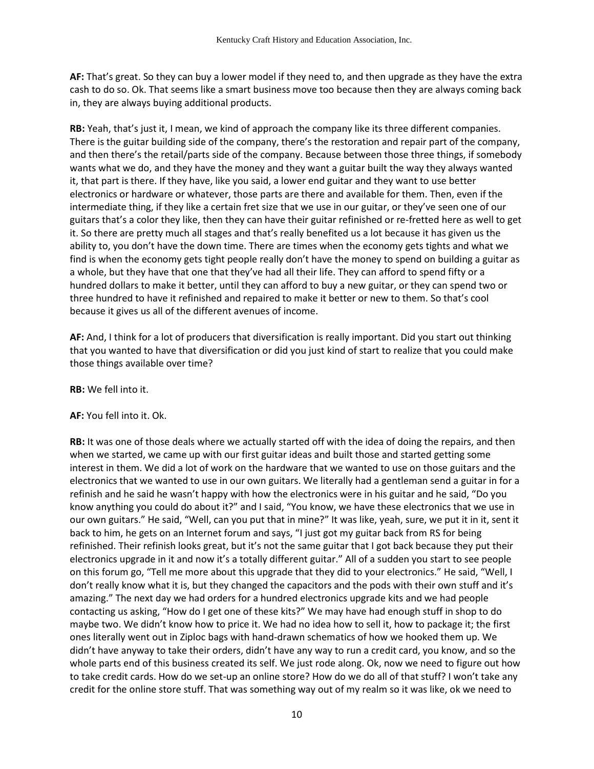**AF:** That's great. So they can buy a lower model if they need to, and then upgrade as they have the extra cash to do so. Ok. That seems like a smart business move too because then they are always coming back in, they are always buying additional products.

**RB:** Yeah, that's just it, I mean, we kind of approach the company like its three different companies. There is the guitar building side of the company, there's the restoration and repair part of the company, and then there's the retail/parts side of the company. Because between those three things, if somebody wants what we do, and they have the money and they want a guitar built the way they always wanted it, that part is there. If they have, like you said, a lower end guitar and they want to use better electronics or hardware or whatever, those parts are there and available for them. Then, even if the intermediate thing, if they like a certain fret size that we use in our guitar, or they've seen one of our guitars that's a color they like, then they can have their guitar refinished or re-fretted here as well to get it. So there are pretty much all stages and that's really benefited us a lot because it has given us the ability to, you don't have the down time. There are times when the economy gets tights and what we find is when the economy gets tight people really don't have the money to spend on building a guitar as a whole, but they have that one that they've had all their life. They can afford to spend fifty or a hundred dollars to make it better, until they can afford to buy a new guitar, or they can spend two or three hundred to have it refinished and repaired to make it better or new to them. So that's cool because it gives us all of the different avenues of income.

**AF:** And, I think for a lot of producers that diversification is really important. Did you start out thinking that you wanted to have that diversification or did you just kind of start to realize that you could make those things available over time?

**RB:** We fell into it.

**AF:** You fell into it. Ok.

**RB:** It was one of those deals where we actually started off with the idea of doing the repairs, and then when we started, we came up with our first guitar ideas and built those and started getting some interest in them. We did a lot of work on the hardware that we wanted to use on those guitars and the electronics that we wanted to use in our own guitars. We literally had a gentleman send a guitar in for a refinish and he said he wasn't happy with how the electronics were in his guitar and he said, "Do you know anything you could do about it?" and I said, "You know, we have these electronics that we use in our own guitars." He said, "Well, can you put that in mine?" It was like, yeah, sure, we put it in it, sent it back to him, he gets on an Internet forum and says, "I just got my guitar back from RS for being refinished. Their refinish looks great, but it's not the same guitar that I got back because they put their electronics upgrade in it and now it's a totally different guitar." All of a sudden you start to see people on this forum go, "Tell me more about this upgrade that they did to your electronics." He said, "Well, I don't really know what it is, but they changed the capacitors and the pods with their own stuff and it's amazing." The next day we had orders for a hundred electronics upgrade kits and we had people contacting us asking, "How do I get one of these kits?" We may have had enough stuff in shop to do maybe two. We didn't know how to price it. We had no idea how to sell it, how to package it; the first ones literally went out in Ziploc bags with hand-drawn schematics of how we hooked them up. We didn't have anyway to take their orders, didn't have any way to run a credit card, you know, and so the whole parts end of this business created its self. We just rode along. Ok, now we need to figure out how to take credit cards. How do we set-up an online store? How do we do all of that stuff? I won't take any credit for the online store stuff. That was something way out of my realm so it was like, ok we need to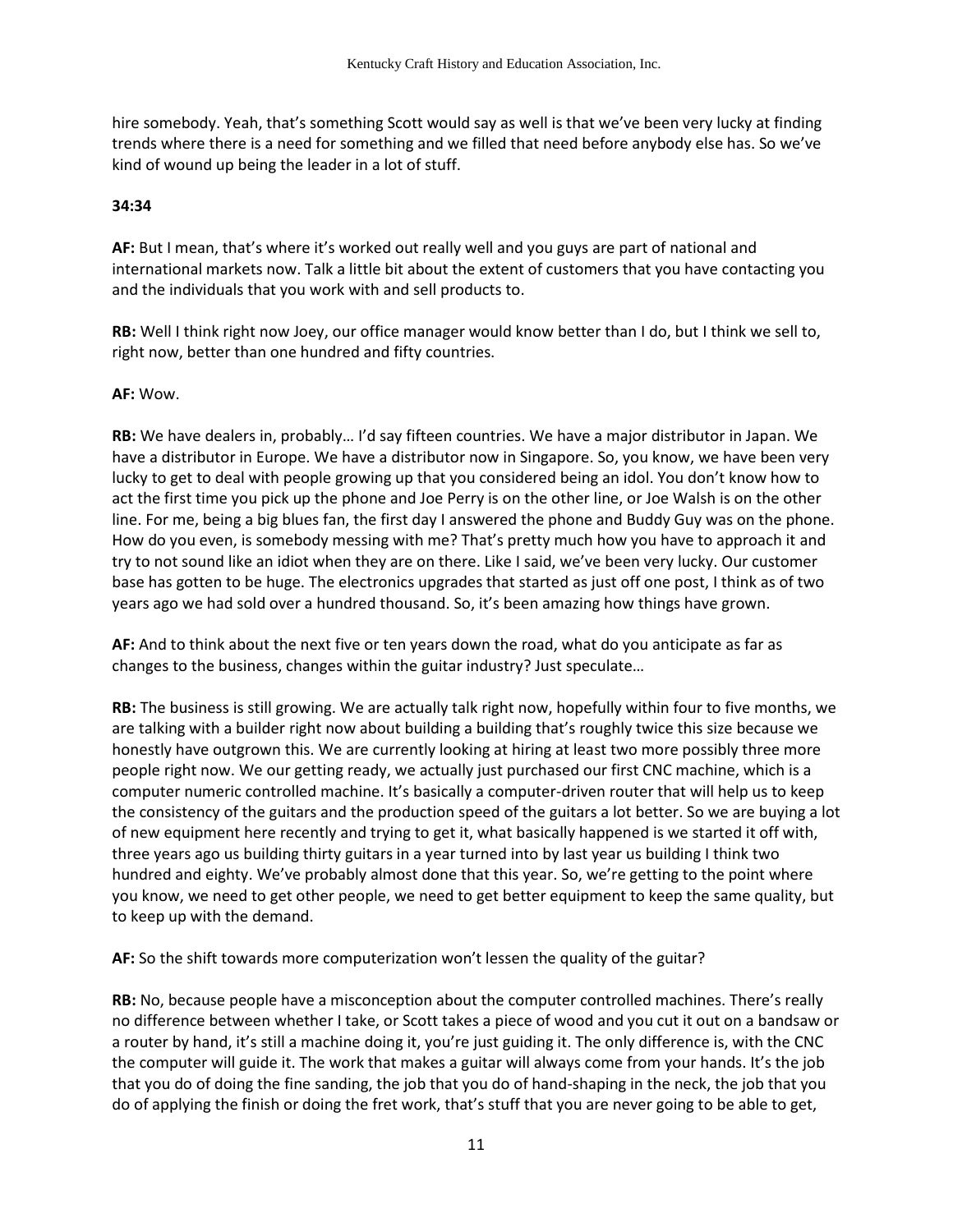hire somebody. Yeah, that's something Scott would say as well is that we've been very lucky at finding trends where there is a need for something and we filled that need before anybody else has. So we've kind of wound up being the leader in a lot of stuff.

**34:34**

**AF:** But I mean, that's where it's worked out really well and you guys are part of national and international markets now. Talk a little bit about the extent of customers that you have contacting you and the individuals that you work with and sell products to.

**RB:** Well I think right now Joey, our office manager would know better than I do, but I think we sell to, right now, better than one hundred and fifty countries.

**AF:** Wow.

**RB:** We have dealers in, probably… I'd say fifteen countries. We have a major distributor in Japan. We have a distributor in Europe. We have a distributor now in Singapore. So, you know, we have been very lucky to get to deal with people growing up that you considered being an idol. You don't know how to act the first time you pick up the phone and Joe Perry is on the other line, or Joe Walsh is on the other line. For me, being a big blues fan, the first day I answered the phone and Buddy Guy was on the phone. How do you even, is somebody messing with me? That's pretty much how you have to approach it and try to not sound like an idiot when they are on there. Like I said, we've been very lucky. Our customer base has gotten to be huge. The electronics upgrades that started as just off one post, I think as of two years ago we had sold over a hundred thousand. So, it's been amazing how things have grown.

**AF:** And to think about the next five or ten years down the road, what do you anticipate as far as changes to the business, changes within the guitar industry? Just speculate…

**RB:** The business is still growing. We are actually talk right now, hopefully within four to five months, we are talking with a builder right now about building a building that's roughly twice this size because we honestly have outgrown this. We are currently looking at hiring at least two more possibly three more people right now. We our getting ready, we actually just purchased our first CNC machine, which is a computer numeric controlled machine. It's basically a computer-driven router that will help us to keep the consistency of the guitars and the production speed of the guitars a lot better. So we are buying a lot of new equipment here recently and trying to get it, what basically happened is we started it off with, three years ago us building thirty guitars in a year turned into by last year us building I think two hundred and eighty. We've probably almost done that this year. So, we're getting to the point where you know, we need to get other people, we need to get better equipment to keep the same quality, but to keep up with the demand.

**AF:** So the shift towards more computerization won't lessen the quality of the guitar?

**RB:** No, because people have a misconception about the computer controlled machines. There's really no difference between whether I take, or Scott takes a piece of wood and you cut it out on a bandsaw or a router by hand, it's still a machine doing it, you're just guiding it. The only difference is, with the CNC the computer will guide it. The work that makes a guitar will always come from your hands. It's the job that you do of doing the fine sanding, the job that you do of hand-shaping in the neck, the job that you do of applying the finish or doing the fret work, that's stuff that you are never going to be able to get,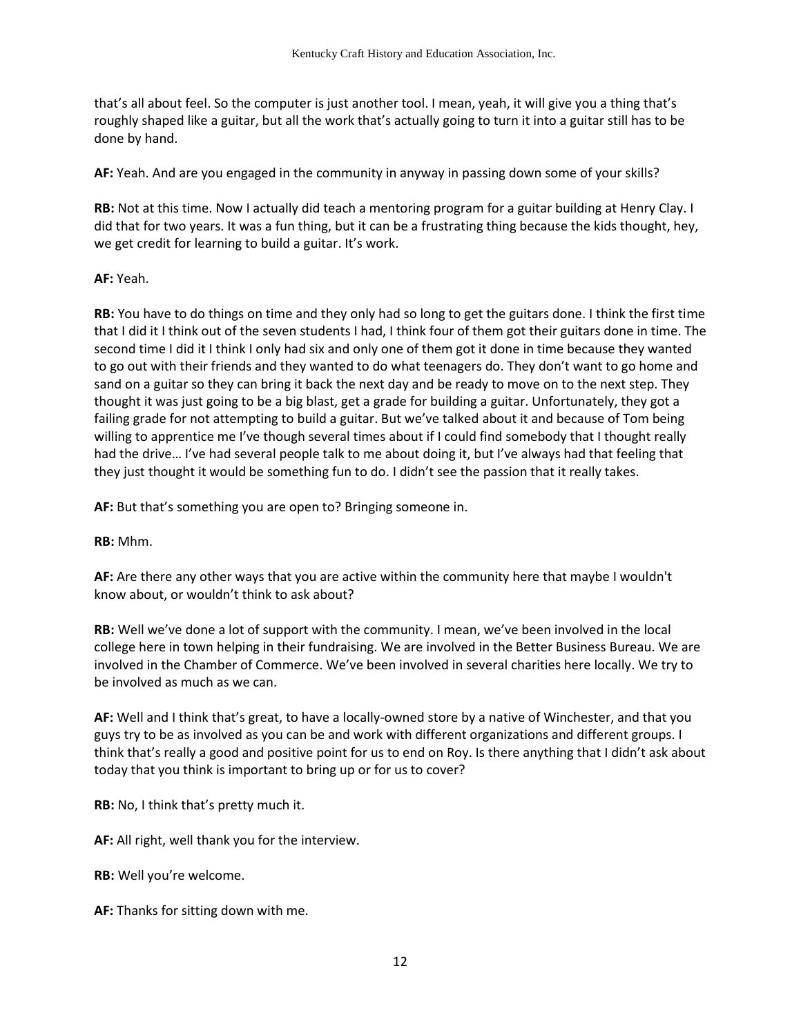that's all about feel. So the computer is just another tool. I mean, yeah, it will give you a thing that's roughly shaped like a guitar, but all the work that's actually going to turn it into a guitar still has to be done by hand.

**AF:** Yeah. And are you engaged in the community in anyway in passing down some of your skills?

**RB:** Not at this time. Now I actually did teach a mentoring program for a guitar building at Henry Clay. I did that for two years. It was a fun thing, but it can be a frustrating thing because the kids thought, hey, we get credit for learning to build a guitar. It's work.

**AF:** Yeah.

**RB:** You have to do things on time and they only had so long to get the guitars done. I think the first time that I did it I think out of the seven students I had, I think four of them got their guitars done in time. The second time I did it I think I only had six and only one of them got it done in time because they wanted to go out with their friends and they wanted to do what teenagers do. They don't want to go home and sand on a guitar so they can bring it back the next day and be ready to move on to the next step. They thought it was just going to be a big blast, get a grade for building a guitar. Unfortunately, they got a failing grade for not attempting to build a guitar. But we've talked about it and because of Tom being willing to apprentice me I've though several times about if I could find somebody that I thought really had the drive… I've had several people talk to me about doing it, but I've always had that feeling that they just thought it would be something fun to do. I didn't see the passion that it really takes.

**AF:** But that's something you are open to? Bringing someone in.

**RB:** Mhm.

**AF:** Are there any other ways that you are active within the community here that maybe I wouldn't know about, or wouldn't think to ask about?

**RB:** Well we've done a lot of support with the community. I mean, we've been involved in the local college here in town helping in their fundraising. We are involved in the Better Business Bureau. We are involved in the Chamber of Commerce. We've been involved in several charities here locally. We try to be involved as much as we can.

**AF:** Well and I think that's great, to have a locally-owned store by a native of Winchester, and that you guys try to be as involved as you can be and work with different organizations and different groups. I think that's really a good and positive point for us to end on Roy. Is there anything that I didn't ask about today that you think is important to bring up or for us to cover?

**RB:** No, I think that's pretty much it.

**AF:** All right, well thank you for the interview.

**RB:** Well you're welcome.

**AF:** Thanks for sitting down with me.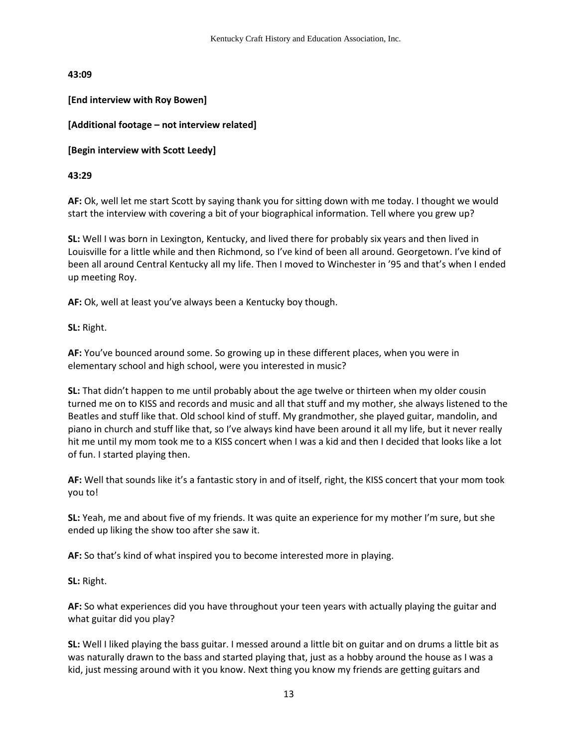**43:09**

**[End interview with Roy Bowen]**

**[Additional footage – not interview related]**

**[Begin interview with Scott Leedy]**

**43:29**

**AF:** Ok, well let me start Scott by saying thank you for sitting down with me today. I thought we would start the interview with covering a bit of your biographical information. Tell where you grew up?

**SL:** Well I was born in Lexington, Kentucky, and lived there for probably six years and then lived in Louisville for a little while and then Richmond, so I've kind of been all around. Georgetown. I've kind of been all around Central Kentucky all my life. Then I moved to Winchester in '95 and that's when I ended up meeting Roy.

**AF:** Ok, well at least you've always been a Kentucky boy though.

**SL:** Right.

**AF:** You've bounced around some. So growing up in these different places, when you were in elementary school and high school, were you interested in music?

**SL:** That didn't happen to me until probably about the age twelve or thirteen when my older cousin turned me on to KISS and records and music and all that stuff and my mother, she always listened to the Beatles and stuff like that. Old school kind of stuff. My grandmother, she played guitar, mandolin, and piano in church and stuff like that, so I've always kind have been around it all my life, but it never really hit me until my mom took me to a KISS concert when I was a kid and then I decided that looks like a lot of fun. I started playing then.

**AF:** Well that sounds like it's a fantastic story in and of itself, right, the KISS concert that your mom took you to!

**SL:** Yeah, me and about five of my friends. It was quite an experience for my mother I'm sure, but she ended up liking the show too after she saw it.

**AF:** So that's kind of what inspired you to become interested more in playing.

**SL:** Right.

**AF:** So what experiences did you have throughout your teen years with actually playing the guitar and what guitar did you play?

**SL:** Well I liked playing the bass guitar. I messed around a little bit on guitar and on drums a little bit as was naturally drawn to the bass and started playing that, just as a hobby around the house as I was a kid, just messing around with it you know. Next thing you know my friends are getting guitars and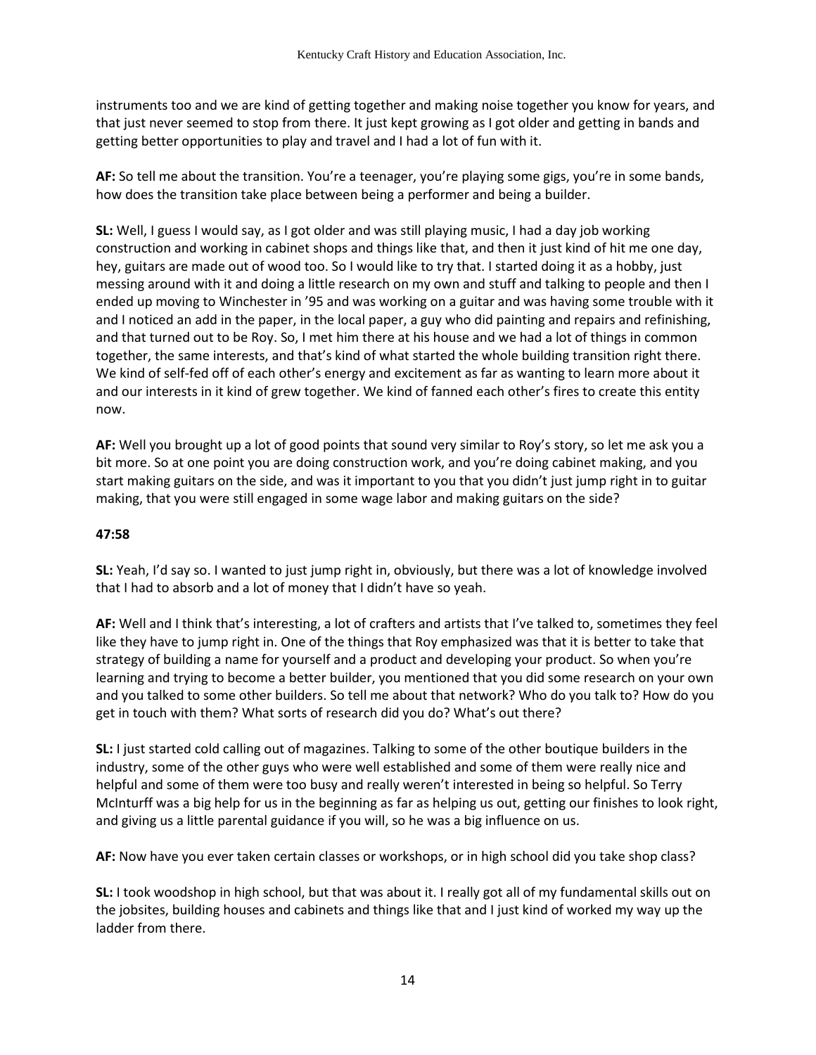instruments too and we are kind of getting together and making noise together you know for years, and that just never seemed to stop from there. It just kept growing as I got older and getting in bands and getting better opportunities to play and travel and I had a lot of fun with it.

**AF:** So tell me about the transition. You're a teenager, you're playing some gigs, you're in some bands, how does the transition take place between being a performer and being a builder.

**SL:** Well, I guess I would say, as I got older and was still playing music, I had a day job working construction and working in cabinet shops and things like that, and then it just kind of hit me one day, hey, guitars are made out of wood too. So I would like to try that. I started doing it as a hobby, just messing around with it and doing a little research on my own and stuff and talking to people and then I ended up moving to Winchester in '95 and was working on a guitar and was having some trouble with it and I noticed an add in the paper, in the local paper, a guy who did painting and repairs and refinishing, and that turned out to be Roy. So, I met him there at his house and we had a lot of things in common together, the same interests, and that's kind of what started the whole building transition right there. We kind of self-fed off of each other's energy and excitement as far as wanting to learn more about it and our interests in it kind of grew together. We kind of fanned each other's fires to create this entity now.

**AF:** Well you brought up a lot of good points that sound very similar to Roy's story, so let me ask you a bit more. So at one point you are doing construction work, and you're doing cabinet making, and you start making guitars on the side, and was it important to you that you didn't just jump right in to guitar making, that you were still engaged in some wage labor and making guitars on the side?

**47:58**

**SL:** Yeah, I'd say so. I wanted to just jump right in, obviously, but there was a lot of knowledge involved that I had to absorb and a lot of money that I didn't have so yeah.

**AF:** Well and I think that's interesting, a lot of crafters and artists that I've talked to, sometimes they feel like they have to jump right in. One of the things that Roy emphasized was that it is better to take that strategy of building a name for yourself and a product and developing your product. So when you're learning and trying to become a better builder, you mentioned that you did some research on your own and you talked to some other builders. So tell me about that network? Who do you talk to? How do you get in touch with them? What sorts of research did you do? What's out there?

**SL:** I just started cold calling out of magazines. Talking to some of the other boutique builders in the industry, some of the other guys who were well established and some of them were really nice and helpful and some of them were too busy and really weren't interested in being so helpful. So Terry McInturff was a big help for us in the beginning as far as helping us out, getting our finishes to look right, and giving us a little parental guidance if you will, so he was a big influence on us.

**AF:** Now have you ever taken certain classes or workshops, or in high school did you take shop class?

**SL:** I took woodshop in high school, but that was about it. I really got all of my fundamental skills out on the jobsites, building houses and cabinets and things like that and I just kind of worked my way up the ladder from there.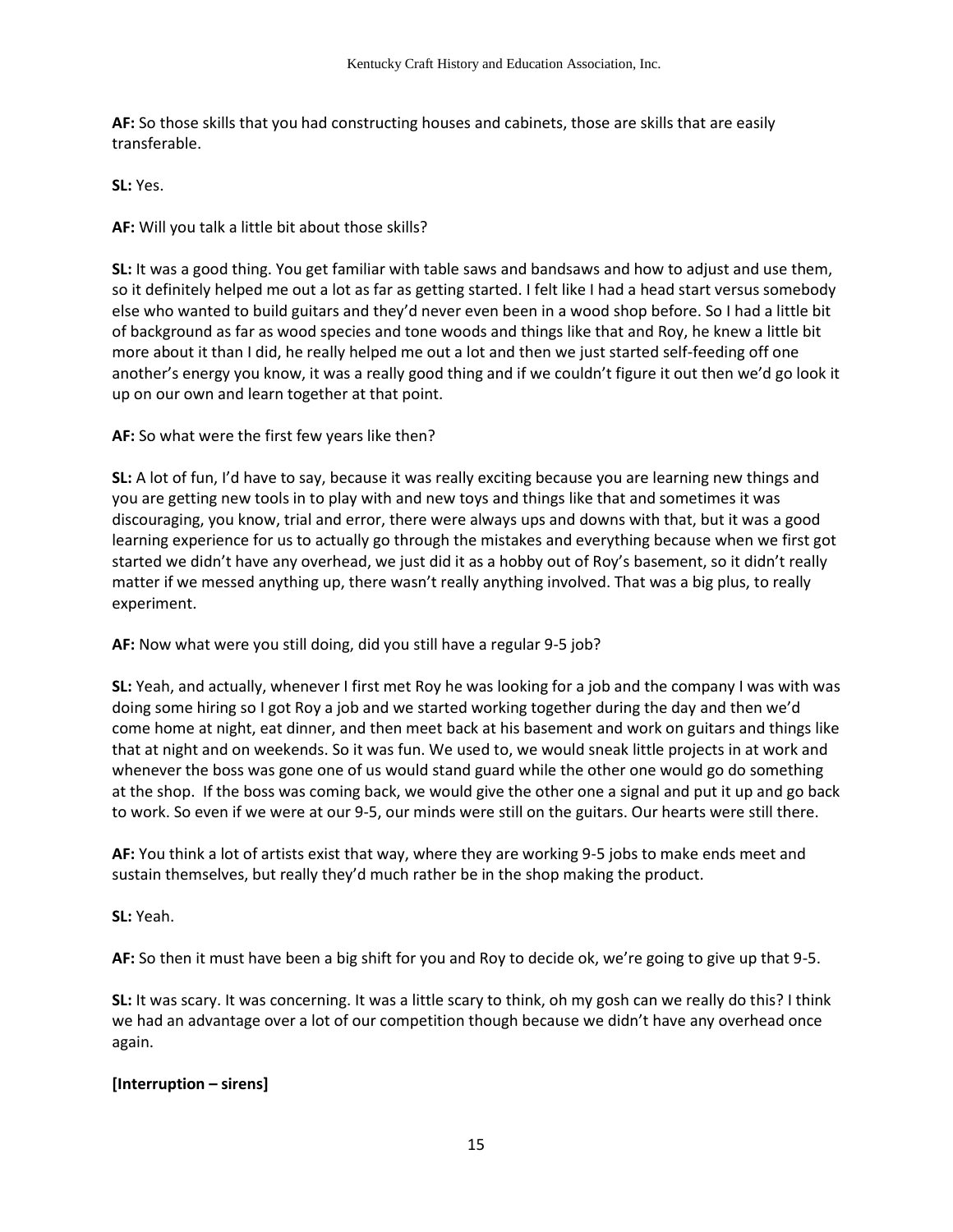**AF:** So those skills that you had constructing houses and cabinets, those are skills that are easily transferable.

**SL:** Yes.

**AF:** Will you talk a little bit about those skills?

**SL:** It was a good thing. You get familiar with table saws and bandsaws and how to adjust and use them, so it definitely helped me out a lot as far as getting started. I felt like I had a head start versus somebody else who wanted to build guitars and they'd never even been in a wood shop before. So I had a little bit of background as far as wood species and tone woods and things like that and Roy, he knew a little bit more about it than I did, he really helped me out a lot and then we just started self-feeding off one another's energy you know, it was a really good thing and if we couldn't figure it out then we'd go look it up on our own and learn together at that point.

**AF:** So what were the first few years like then?

**SL:** A lot of fun, I'd have to say, because it was really exciting because you are learning new things and you are getting new tools in to play with and new toys and things like that and sometimes it was discouraging, you know, trial and error, there were always ups and downs with that, but it was a good learning experience for us to actually go through the mistakes and everything because when we first got started we didn't have any overhead, we just did it as a hobby out of Roy's basement, so it didn't really matter if we messed anything up, there wasn't really anything involved. That was a big plus, to really experiment.

**AF:** Now what were you still doing, did you still have a regular 9-5 job?

**SL:** Yeah, and actually, whenever I first met Roy he was looking for a job and the company I was with was doing some hiring so I got Roy a job and we started working together during the day and then we'd come home at night, eat dinner, and then meet back at his basement and work on guitars and things like that at night and on weekends. So it was fun. We used to, we would sneak little projects in at work and whenever the boss was gone one of us would stand guard while the other one would go do something at the shop. If the boss was coming back, we would give the other one a signal and put it up and go back to work. So even if we were at our 9-5, our minds were still on the guitars. Our hearts were still there.

**AF:** You think a lot of artists exist that way, where they are working 9-5 jobs to make ends meet and sustain themselves, but really they'd much rather be in the shop making the product.

**SL:** Yeah.

**AF:** So then it must have been a big shift for you and Roy to decide ok, we're going to give up that 9-5.

**SL:** It was scary. It was concerning. It was a little scary to think, oh my gosh can we really do this? I think we had an advantage over a lot of our competition though because we didn't have any overhead once again.

**[Interruption – sirens]**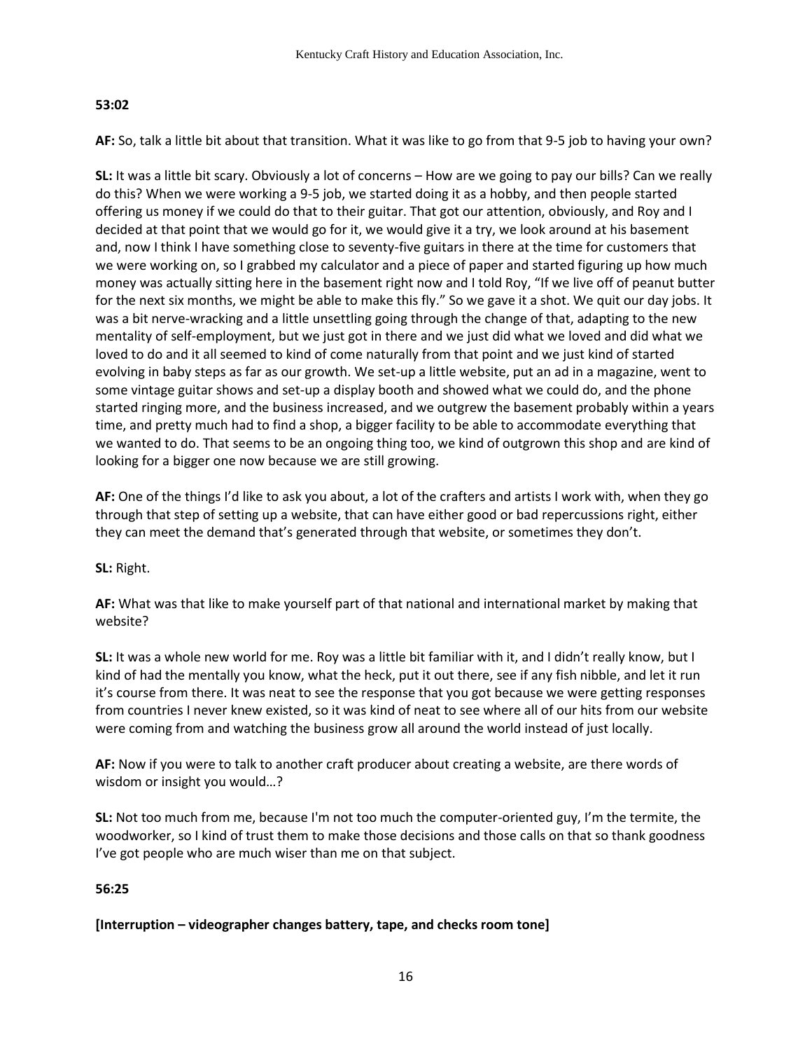**53:02**

**AF:** So, talk a little bit about that transition. What it was like to go from that 9-5 job to having your own?

**SL:** It was a little bit scary. Obviously a lot of concerns – How are we going to pay our bills? Can we really do this? When we were working a 9-5 job, we started doing it as a hobby, and then people started offering us money if we could do that to their guitar. That got our attention, obviously, and Roy and I decided at that point that we would go for it, we would give it a try, we look around at his basement and, now I think I have something close to seventy-five guitars in there at the time for customers that we were working on, so I grabbed my calculator and a piece of paper and started figuring up how much money was actually sitting here in the basement right now and I told Roy, "If we live off of peanut butter for the next six months, we might be able to make this fly." So we gave it a shot. We quit our day jobs. It was a bit nerve-wracking and a little unsettling going through the change of that, adapting to the new mentality of self-employment, but we just got in there and we just did what we loved and did what we loved to do and it all seemed to kind of come naturally from that point and we just kind of started evolving in baby steps as far as our growth. We set-up a little website, put an ad in a magazine, went to some vintage guitar shows and set-up a display booth and showed what we could do, and the phone started ringing more, and the business increased, and we outgrew the basement probably within a years time, and pretty much had to find a shop, a bigger facility to be able to accommodate everything that we wanted to do. That seems to be an ongoing thing too, we kind of outgrown this shop and are kind of looking for a bigger one now because we are still growing.

**AF:** One of the things I'd like to ask you about, a lot of the crafters and artists I work with, when they go through that step of setting up a website, that can have either good or bad repercussions right, either they can meet the demand that's generated through that website, or sometimes they don't.

**SL:** Right.

**AF:** What was that like to make yourself part of that national and international market by making that website?

**SL:** It was a whole new world for me. Roy was a little bit familiar with it, and I didn't really know, but I kind of had the mentally you know, what the heck, put it out there, see if any fish nibble, and let it run it's course from there. It was neat to see the response that you got because we were getting responses from countries I never knew existed, so it was kind of neat to see where all of our hits from our website were coming from and watching the business grow all around the world instead of just locally.

**AF:** Now if you were to talk to another craft producer about creating a website, are there words of wisdom or insight you would…?

**SL:** Not too much from me, because I'm not too much the computer-oriented guy, I'm the termite, the woodworker, so I kind of trust them to make those decisions and those calls on that so thank goodness I've got people who are much wiser than me on that subject.

**56:25**

**[Interruption – videographer changes battery, tape, and checks room tone]**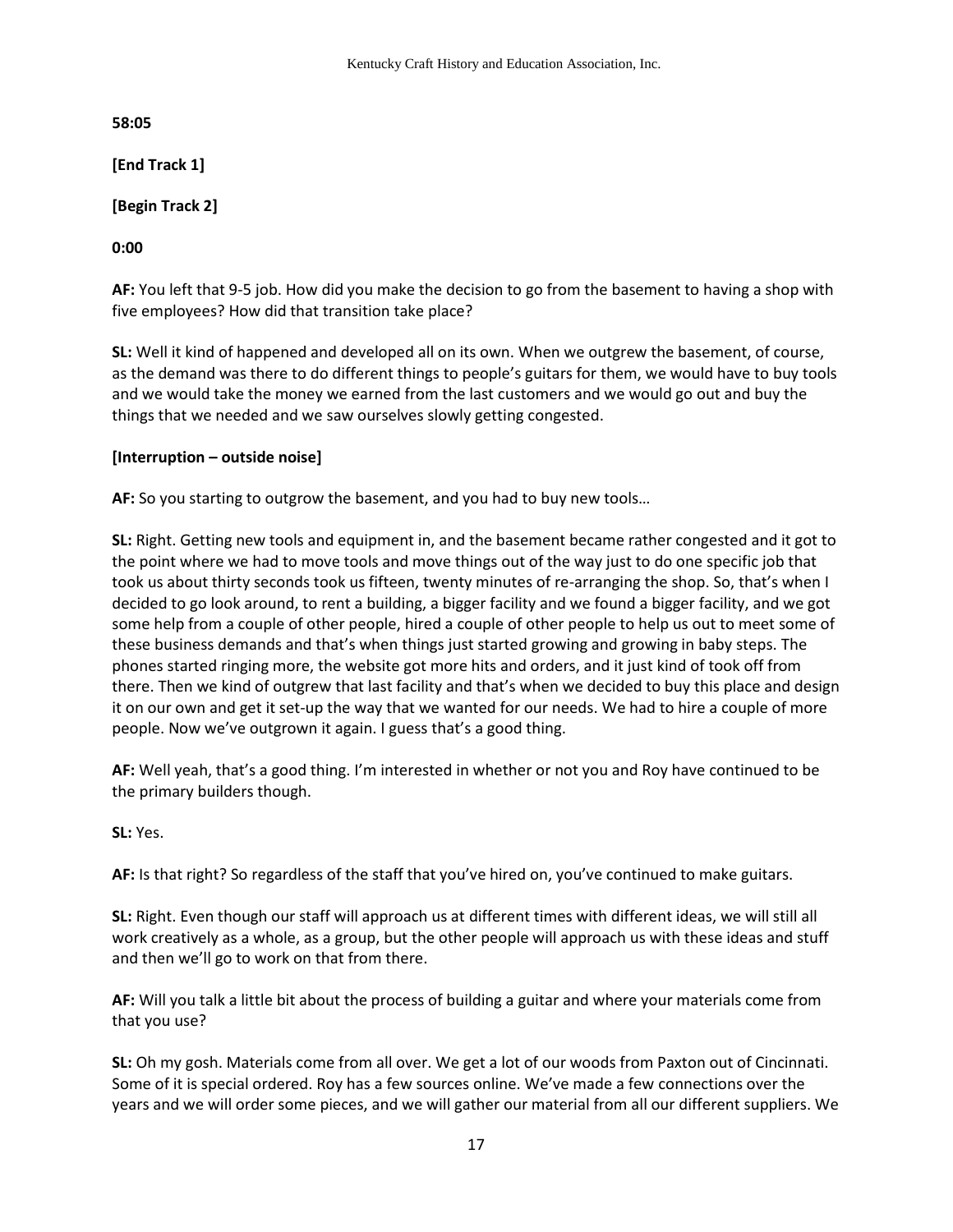**58:05**

**[End Track 1]**

**[Begin Track 2]**

**0:00**

**AF:** You left that 9-5 job. How did you make the decision to go from the basement to having a shop with five employees? How did that transition take place?

**SL:** Well it kind of happened and developed all on its own. When we outgrew the basement, of course, as the demand was there to do different things to people's guitars for them, we would have to buy tools and we would take the money we earned from the last customers and we would go out and buy the things that we needed and we saw ourselves slowly getting congested.

**[Interruption – outside noise]**

**AF:** So you starting to outgrow the basement, and you had to buy new tools…

**SL:** Right. Getting new tools and equipment in, and the basement became rather congested and it got to the point where we had to move tools and move things out of the way just to do one specific job that took us about thirty seconds took us fifteen, twenty minutes of re-arranging the shop. So, that's when I decided to go look around, to rent a building, a bigger facility and we found a bigger facility, and we got some help from a couple of other people, hired a couple of other people to help us out to meet some of these business demands and that's when things just started growing and growing in baby steps. The phones started ringing more, the website got more hits and orders, and it just kind of took off from there. Then we kind of outgrew that last facility and that's when we decided to buy this place and design it on our own and get it set-up the way that we wanted for our needs. We had to hire a couple of more people. Now we've outgrown it again. I guess that's a good thing.

**AF:** Well yeah, that's a good thing. I'm interested in whether or not you and Roy have continued to be the primary builders though.

**SL:** Yes.

**AF:** Is that right? So regardless of the staff that you've hired on, you've continued to make guitars.

**SL:** Right. Even though our staff will approach us at different times with different ideas, we will still all work creatively as a whole, as a group, but the other people will approach us with these ideas and stuff and then we'll go to work on that from there.

**AF:** Will you talk a little bit about the process of building a guitar and where your materials come from that you use?

**SL:** Oh my gosh. Materials come from all over. We get a lot of our woods from Paxton out of Cincinnati. Some of it is special ordered. Roy has a few sources online. We've made a few connections over the years and we will order some pieces, and we will gather our material from all our different suppliers. We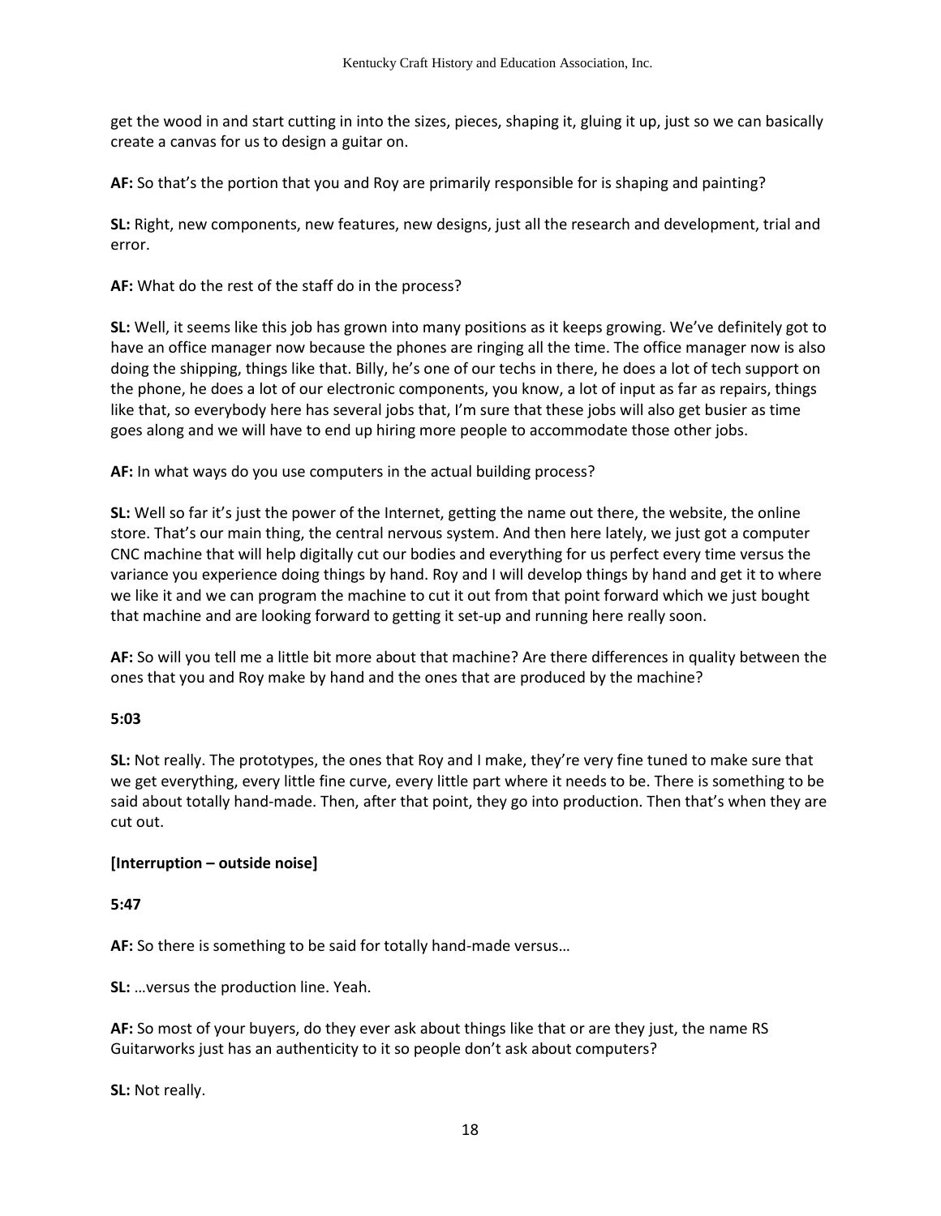get the wood in and start cutting in into the sizes, pieces, shaping it, gluing it up, just so we can basically create a canvas for us to design a guitar on.

**AF:** So that's the portion that you and Roy are primarily responsible for is shaping and painting?

**SL:** Right, new components, new features, new designs, just all the research and development, trial and error.

**AF:** What do the rest of the staff do in the process?

**SL:** Well, it seems like this job has grown into many positions as it keeps growing. We've definitely got to have an office manager now because the phones are ringing all the time. The office manager now is also doing the shipping, things like that. Billy, he's one of our techs in there, he does a lot of tech support on the phone, he does a lot of our electronic components, you know, a lot of input as far as repairs, things like that, so everybody here has several jobs that, I'm sure that these jobs will also get busier as time goes along and we will have to end up hiring more people to accommodate those other jobs.

**AF:** In what ways do you use computers in the actual building process?

**SL:** Well so far it's just the power of the Internet, getting the name out there, the website, the online store. That's our main thing, the central nervous system. And then here lately, we just got a computer CNC machine that will help digitally cut our bodies and everything for us perfect every time versus the variance you experience doing things by hand. Roy and I will develop things by hand and get it to where we like it and we can program the machine to cut it out from that point forward which we just bought that machine and are looking forward to getting it set-up and running here really soon.

**AF:** So will you tell me a little bit more about that machine? Are there differences in quality between the ones that you and Roy make by hand and the ones that are produced by the machine?

**5:03**

**SL:** Not really. The prototypes, the ones that Roy and I make, they're very fine tuned to make sure that we get everything, every little fine curve, every little part where it needs to be. There is something to be said about totally hand-made. Then, after that point, they go into production. Then that's when they are cut out.

**[Interruption – outside noise]**

**5:47**

**AF:** So there is something to be said for totally hand-made versus…

**SL:** …versus the production line. Yeah.

**AF:** So most of your buyers, do they ever ask about things like that or are they just, the name RS Guitarworks just has an authenticity to it so people don't ask about computers?

**SL:** Not really.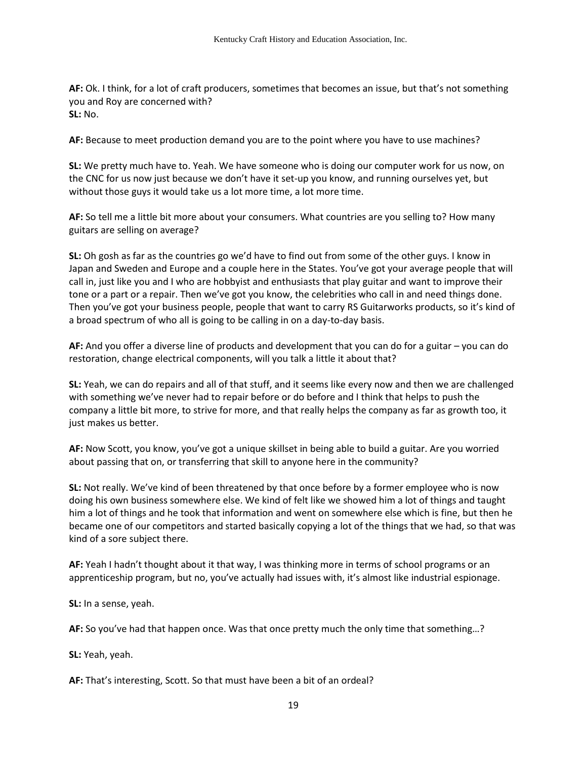**AF:** Ok. I think, for a lot of craft producers, sometimes that becomes an issue, but that's not something you and Roy are concerned with?
**SL:** No.

**AF:** Because to meet production demand you are to the point where you have to use machines?

**SL:** We pretty much have to. Yeah. We have someone who is doing our computer work for us now, on the CNC for us now just because we don't have it set-up you know, and running ourselves yet, but without those guys it would take us a lot more time, a lot more time.

**AF:** So tell me a little bit more about your consumers. What countries are you selling to? How many guitars are selling on average?

**SL:** Oh gosh as far as the countries go we'd have to find out from some of the other guys. I know in Japan and Sweden and Europe and a couple here in the States. You've got your average people that will call in, just like you and I who are hobbyist and enthusiasts that play guitar and want to improve their tone or a part or a repair. Then we've got you know, the celebrities who call in and need things done. Then you've got your business people, people that want to carry RS Guitarworks products, so it's kind of a broad spectrum of who all is going to be calling in on a day-to-day basis.

**AF:** And you offer a diverse line of products and development that you can do for a guitar – you can do restoration, change electrical components, will you talk a little it about that?

**SL:** Yeah, we can do repairs and all of that stuff, and it seems like every now and then we are challenged with something we've never had to repair before or do before and I think that helps to push the company a little bit more, to strive for more, and that really helps the company as far as growth too, it just makes us better.

**AF:** Now Scott, you know, you've got a unique skillset in being able to build a guitar. Are you worried about passing that on, or transferring that skill to anyone here in the community?

**SL:** Not really. We've kind of been threatened by that once before by a former employee who is now doing his own business somewhere else. We kind of felt like we showed him a lot of things and taught him a lot of things and he took that information and went on somewhere else which is fine, but then he became one of our competitors and started basically copying a lot of the things that we had, so that was kind of a sore subject there.

**AF:** Yeah I hadn't thought about it that way, I was thinking more in terms of school programs or an apprenticeship program, but no, you've actually had issues with, it's almost like industrial espionage.

**SL:** In a sense, yeah.

**AF:** So you've had that happen once. Was that once pretty much the only time that something…?

**SL:** Yeah, yeah.

**AF:** That's interesting, Scott. So that must have been a bit of an ordeal?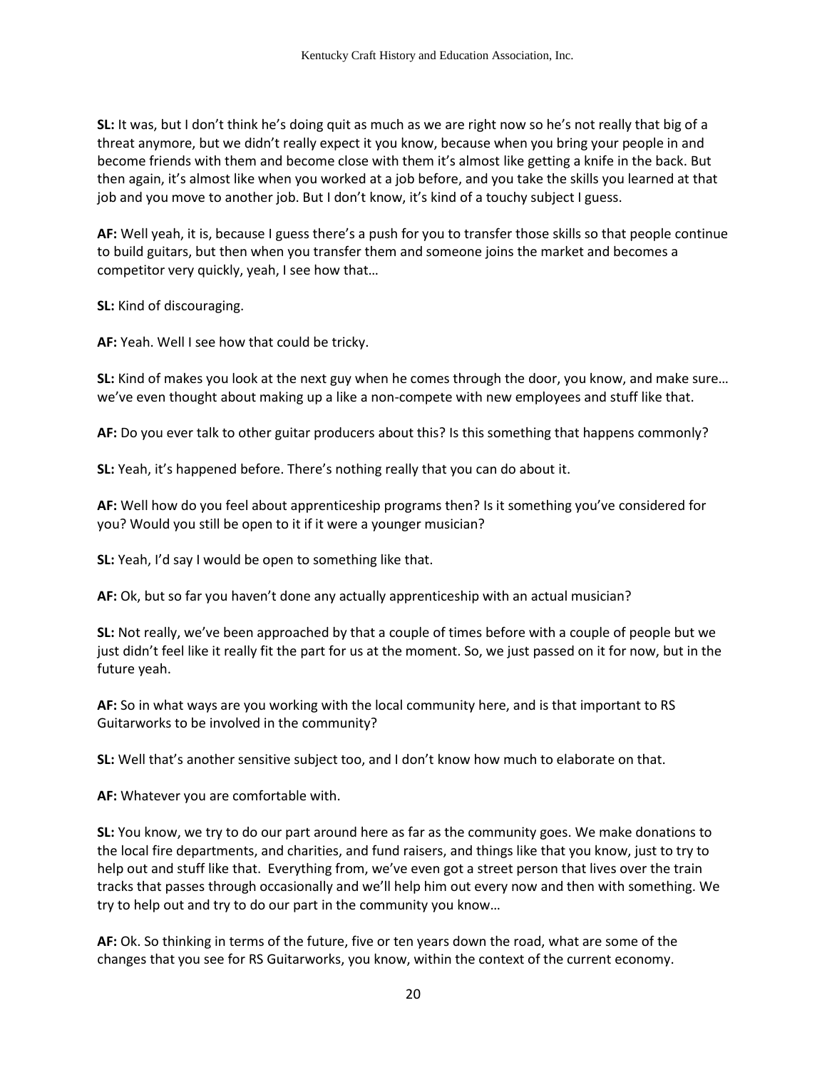**SL:** It was, but I don't think he's doing quit as much as we are right now so he's not really that big of a threat anymore, but we didn't really expect it you know, because when you bring your people in and become friends with them and become close with them it's almost like getting a knife in the back. But then again, it's almost like when you worked at a job before, and you take the skills you learned at that job and you move to another job. But I don't know, it's kind of a touchy subject I guess.

**AF:** Well yeah, it is, because I guess there's a push for you to transfer those skills so that people continue to build guitars, but then when you transfer them and someone joins the market and becomes a competitor very quickly, yeah, I see how that…

**SL:** Kind of discouraging.

**AF:** Yeah. Well I see how that could be tricky.

**SL:** Kind of makes you look at the next guy when he comes through the door, you know, and make sure… we've even thought about making up a like a non-compete with new employees and stuff like that.

**AF:** Do you ever talk to other guitar producers about this? Is this something that happens commonly?

**SL:** Yeah, it's happened before. There's nothing really that you can do about it.

**AF:** Well how do you feel about apprenticeship programs then? Is it something you've considered for you? Would you still be open to it if it were a younger musician?

**SL:** Yeah, I'd say I would be open to something like that.

**AF:** Ok, but so far you haven't done any actually apprenticeship with an actual musician?

**SL:** Not really, we've been approached by that a couple of times before with a couple of people but we just didn't feel like it really fit the part for us at the moment. So, we just passed on it for now, but in the future yeah.

**AF:** So in what ways are you working with the local community here, and is that important to RS Guitarworks to be involved in the community?

**SL:** Well that's another sensitive subject too, and I don't know how much to elaborate on that.

**AF:** Whatever you are comfortable with.

**SL:** You know, we try to do our part around here as far as the community goes. We make donations to the local fire departments, and charities, and fund raisers, and things like that you know, just to try to help out and stuff like that. Everything from, we've even got a street person that lives over the train tracks that passes through occasionally and we'll help him out every now and then with something. We try to help out and try to do our part in the community you know…

**AF:** Ok. So thinking in terms of the future, five or ten years down the road, what are some of the changes that you see for RS Guitarworks, you know, within the context of the current economy.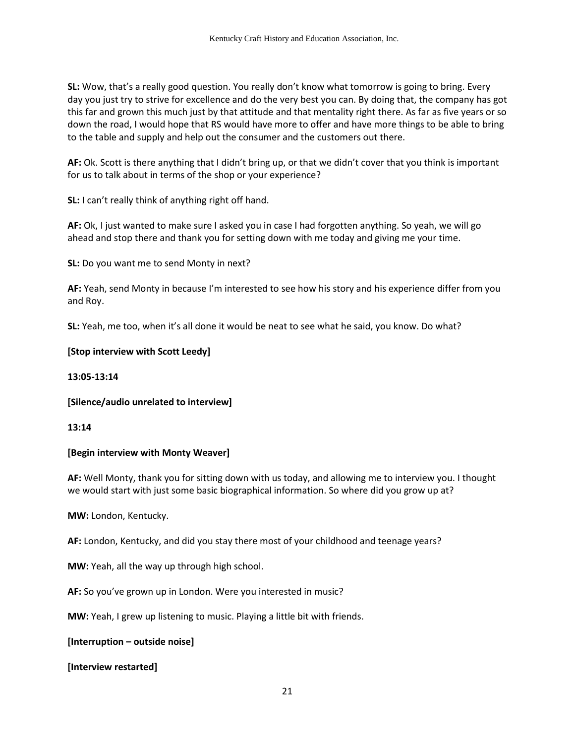**SL:** Wow, that's a really good question. You really don't know what tomorrow is going to bring. Every day you just try to strive for excellence and do the very best you can. By doing that, the company has got this far and grown this much just by that attitude and that mentality right there. As far as five years or so down the road, I would hope that RS would have more to offer and have more things to be able to bring to the table and supply and help out the consumer and the customers out there.

**AF:** Ok. Scott is there anything that I didn't bring up, or that we didn't cover that you think is important for us to talk about in terms of the shop or your experience?

**SL:** I can't really think of anything right off hand.

**AF:** Ok, I just wanted to make sure I asked you in case I had forgotten anything. So yeah, we will go ahead and stop there and thank you for setting down with me today and giving me your time.

**SL:** Do you want me to send Monty in next?

**AF:** Yeah, send Monty in because I'm interested to see how his story and his experience differ from you and Roy.

**SL:** Yeah, me too, when it's all done it would be neat to see what he said, you know. Do what?

**[Stop interview with Scott Leedy]**

**13:05-13:14**

**[Silence/audio unrelated to interview]**

**13:14**

**[Begin interview with Monty Weaver]**

**AF:** Well Monty, thank you for sitting down with us today, and allowing me to interview you. I thought we would start with just some basic biographical information. So where did you grow up at?

**MW:** London, Kentucky.

**AF:** London, Kentucky, and did you stay there most of your childhood and teenage years?

**MW:** Yeah, all the way up through high school.

**AF:** So you've grown up in London. Were you interested in music?

**MW:** Yeah, I grew up listening to music. Playing a little bit with friends.

**[Interruption – outside noise]**

**[Interview restarted]**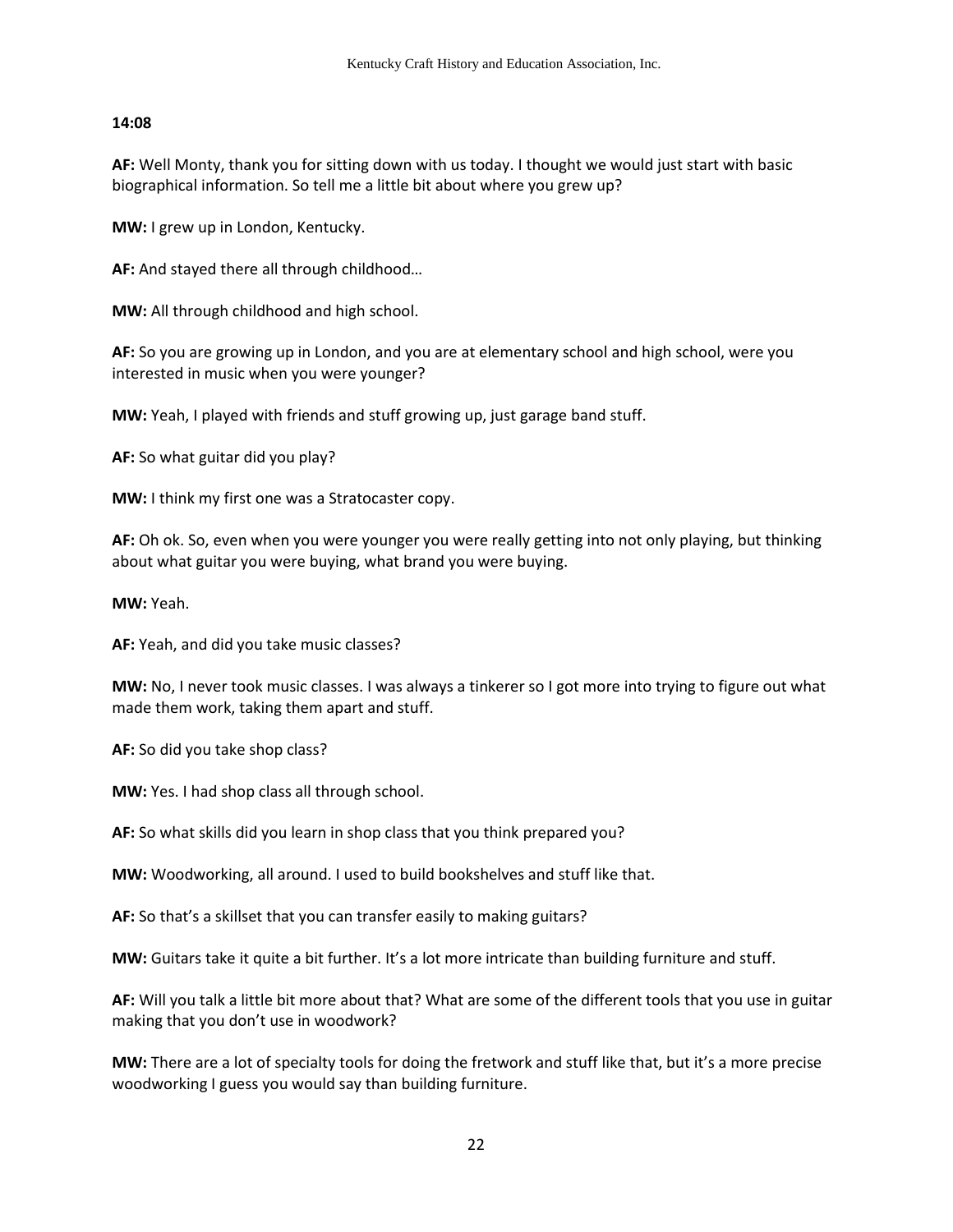**14:08**

**AF:** Well Monty, thank you for sitting down with us today. I thought we would just start with basic biographical information. So tell me a little bit about where you grew up?

**MW:** I grew up in London, Kentucky.

**AF:** And stayed there all through childhood…

**MW:** All through childhood and high school.

**AF:** So you are growing up in London, and you are at elementary school and high school, were you interested in music when you were younger?

**MW:** Yeah, I played with friends and stuff growing up, just garage band stuff.

**AF:** So what guitar did you play?

**MW:** I think my first one was a Stratocaster copy.

**AF:** Oh ok. So, even when you were younger you were really getting into not only playing, but thinking about what guitar you were buying, what brand you were buying.

**MW:** Yeah.

**AF:** Yeah, and did you take music classes?

**MW:** No, I never took music classes. I was always a tinkerer so I got more into trying to figure out what made them work, taking them apart and stuff.

**AF:** So did you take shop class?

**MW:** Yes. I had shop class all through school.

**AF:** So what skills did you learn in shop class that you think prepared you?

**MW:** Woodworking, all around. I used to build bookshelves and stuff like that.

**AF:** So that's a skillset that you can transfer easily to making guitars?

**MW:** Guitars take it quite a bit further. It's a lot more intricate than building furniture and stuff.

**AF:** Will you talk a little bit more about that? What are some of the different tools that you use in guitar making that you don't use in woodwork?

**MW:** There are a lot of specialty tools for doing the fretwork and stuff like that, but it's a more precise woodworking I guess you would say than building furniture.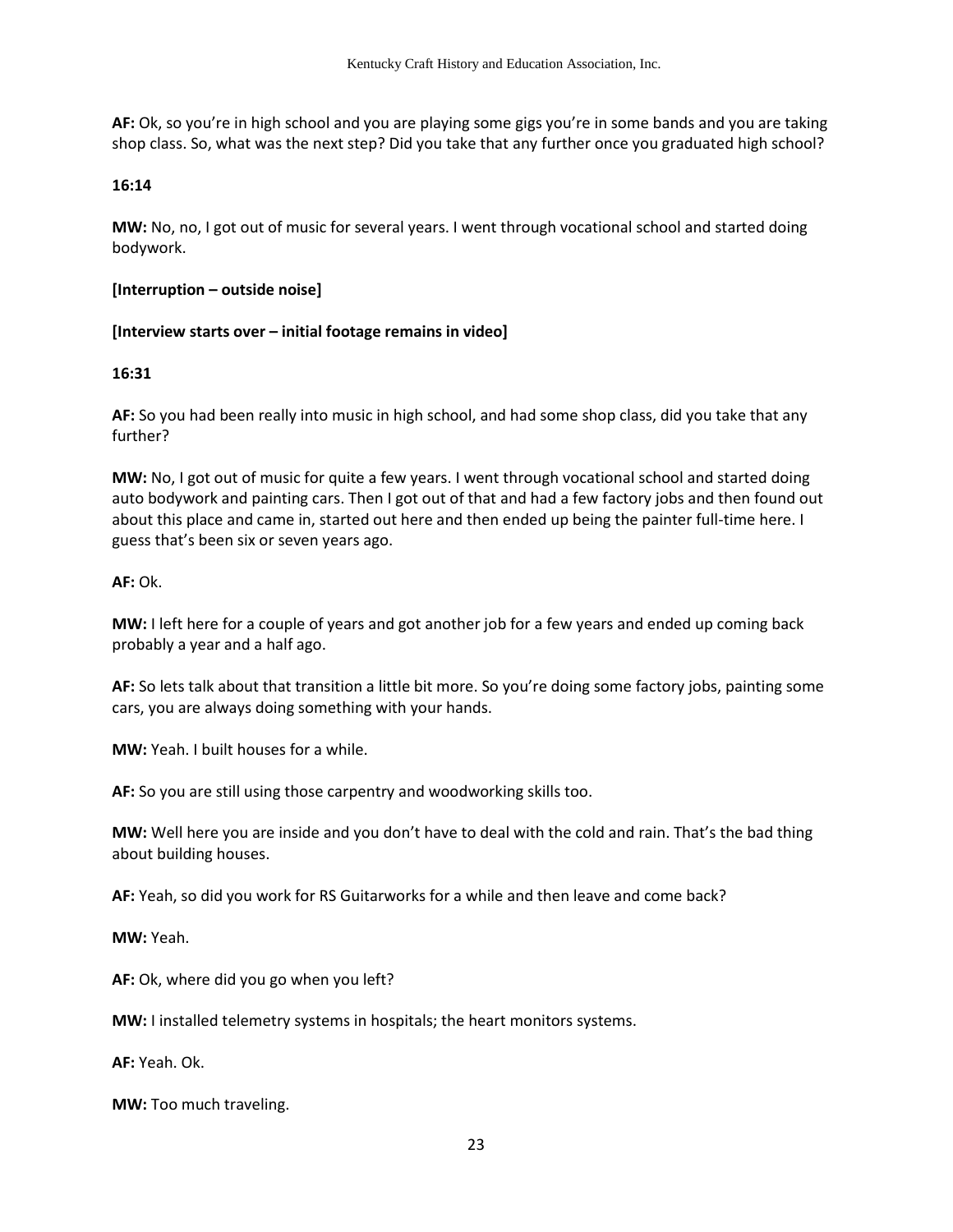**AF:** Ok, so you're in high school and you are playing some gigs you're in some bands and you are taking shop class. So, what was the next step? Did you take that any further once you graduated high school?

**16:14**

**MW:** No, no, I got out of music for several years. I went through vocational school and started doing bodywork.

**[Interruption – outside noise]**

**[Interview starts over – initial footage remains in video]**

**16:31**

**AF:** So you had been really into music in high school, and had some shop class, did you take that any further?

**MW:** No, I got out of music for quite a few years. I went through vocational school and started doing auto bodywork and painting cars. Then I got out of that and had a few factory jobs and then found out about this place and came in, started out here and then ended up being the painter full-time here. I guess that's been six or seven years ago.

**AF:** Ok.

**MW:** I left here for a couple of years and got another job for a few years and ended up coming back probably a year and a half ago.

**AF:** So lets talk about that transition a little bit more. So you're doing some factory jobs, painting some cars, you are always doing something with your hands.

**MW:** Yeah. I built houses for a while.

**AF:** So you are still using those carpentry and woodworking skills too.

**MW:** Well here you are inside and you don't have to deal with the cold and rain. That's the bad thing about building houses.

**AF:** Yeah, so did you work for RS Guitarworks for a while and then leave and come back?

**MW:** Yeah.

**AF:** Ok, where did you go when you left?

**MW:** I installed telemetry systems in hospitals; the heart monitors systems.

**AF:** Yeah. Ok.

**MW:** Too much traveling.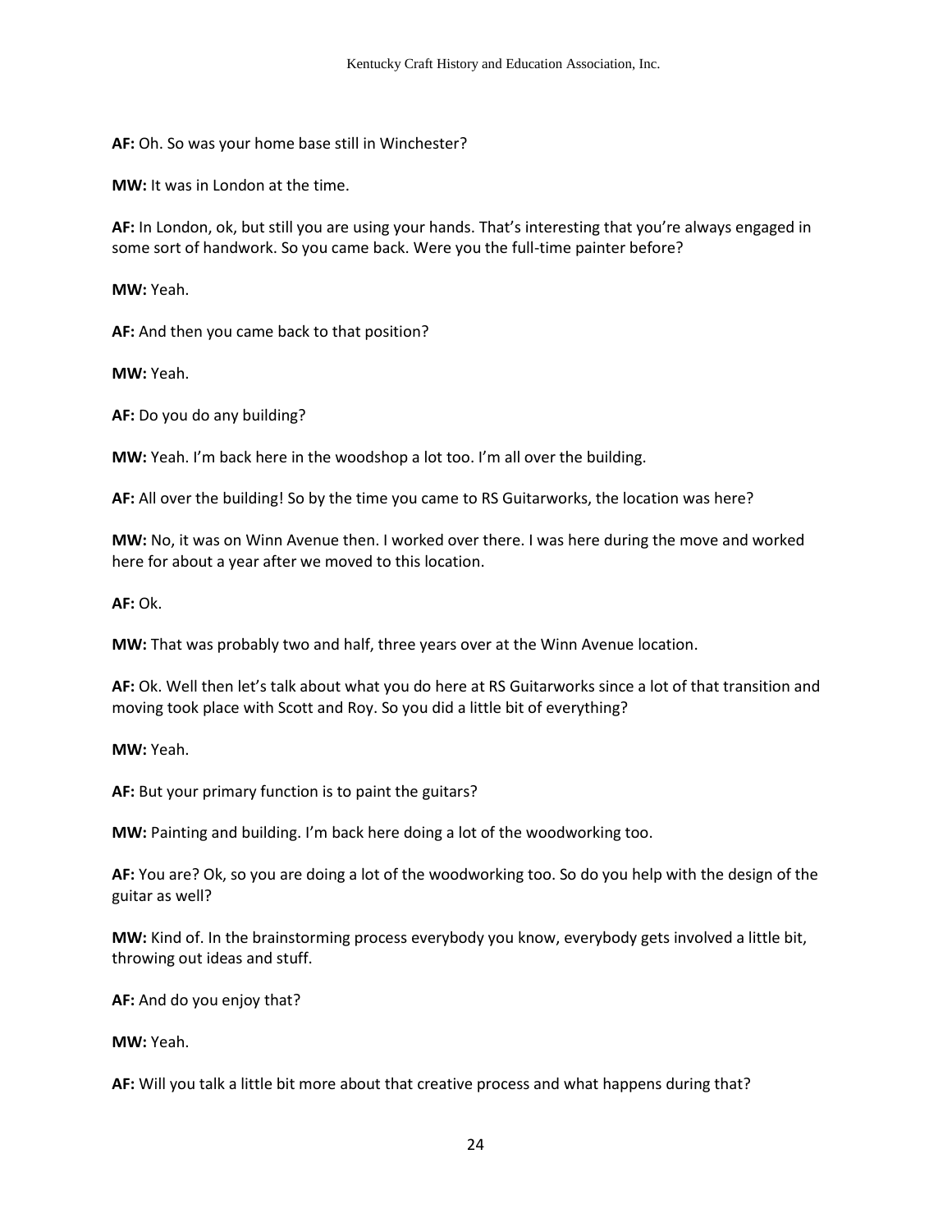**AF:** Oh. So was your home base still in Winchester?

**MW:** It was in London at the time.

**AF:** In London, ok, but still you are using your hands. That's interesting that you're always engaged in some sort of handwork. So you came back. Were you the full-time painter before?

**MW:** Yeah.

**AF:** And then you came back to that position?

**MW:** Yeah.

**AF:** Do you do any building?

**MW:** Yeah. I'm back here in the woodshop a lot too. I'm all over the building.

**AF:** All over the building! So by the time you came to RS Guitarworks, the location was here?

**MW:** No, it was on Winn Avenue then. I worked over there. I was here during the move and worked here for about a year after we moved to this location.

**AF:** Ok.

**MW:** That was probably two and half, three years over at the Winn Avenue location.

**AF:** Ok. Well then let's talk about what you do here at RS Guitarworks since a lot of that transition and moving took place with Scott and Roy. So you did a little bit of everything?

**MW:** Yeah.

**AF:** But your primary function is to paint the guitars?

**MW:** Painting and building. I'm back here doing a lot of the woodworking too.

**AF:** You are? Ok, so you are doing a lot of the woodworking too. So do you help with the design of the guitar as well?

**MW:** Kind of. In the brainstorming process everybody you know, everybody gets involved a little bit, throwing out ideas and stuff.

**AF:** And do you enjoy that?

**MW:** Yeah.

**AF:** Will you talk a little bit more about that creative process and what happens during that?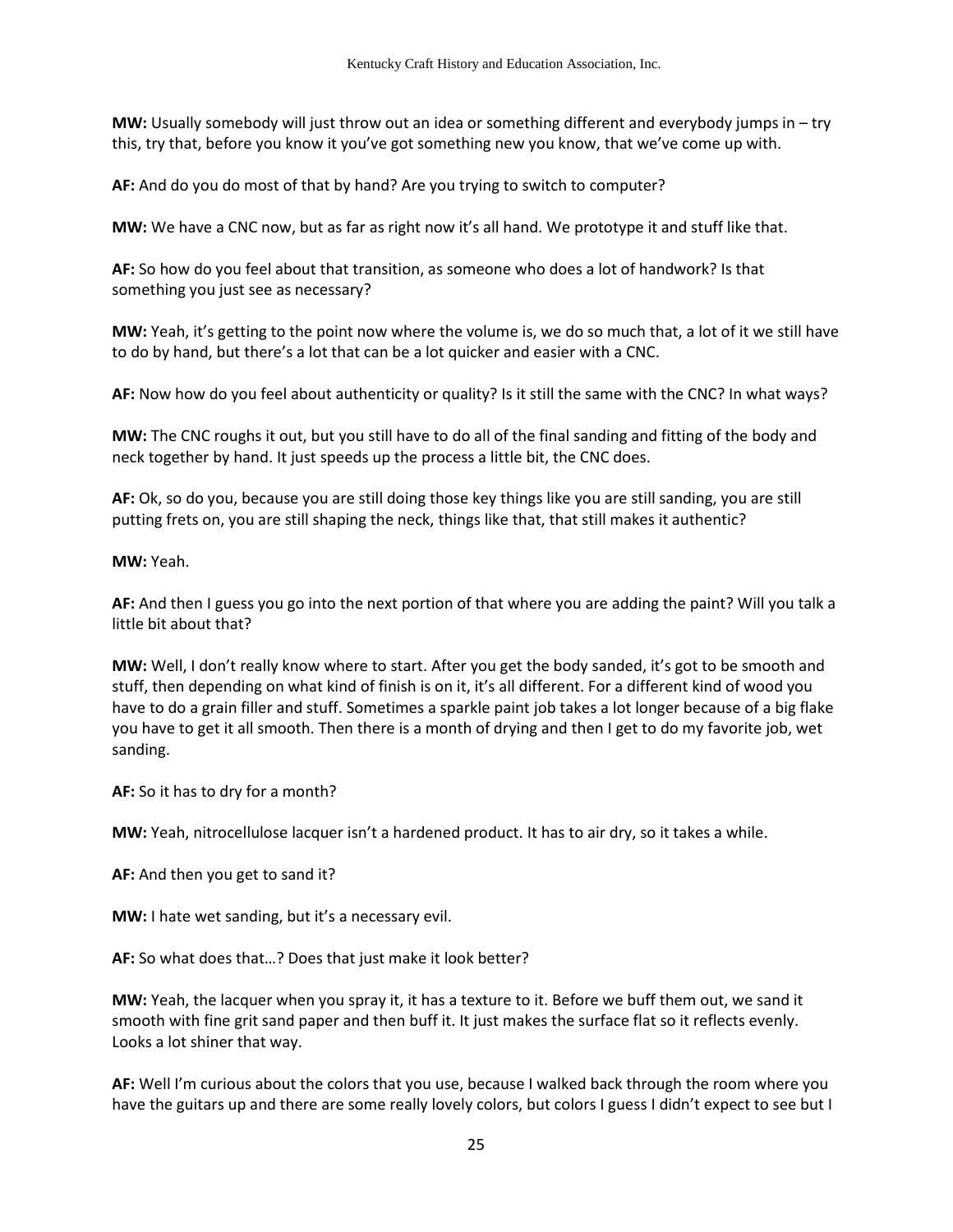**MW:** Usually somebody will just throw out an idea or something different and everybody jumps in – try this, try that, before you know it you've got something new you know, that we've come up with.

**AF:** And do you do most of that by hand? Are you trying to switch to computer?

**MW:** We have a CNC now, but as far as right now it's all hand. We prototype it and stuff like that.

**AF:** So how do you feel about that transition, as someone who does a lot of handwork? Is that something you just see as necessary?

**MW:** Yeah, it's getting to the point now where the volume is, we do so much that, a lot of it we still have to do by hand, but there's a lot that can be a lot quicker and easier with a CNC.

**AF:** Now how do you feel about authenticity or quality? Is it still the same with the CNC? In what ways?

**MW:** The CNC roughs it out, but you still have to do all of the final sanding and fitting of the body and neck together by hand. It just speeds up the process a little bit, the CNC does.

**AF:** Ok, so do you, because you are still doing those key things like you are still sanding, you are still putting frets on, you are still shaping the neck, things like that, that still makes it authentic?

**MW:** Yeah.

**AF:** And then I guess you go into the next portion of that where you are adding the paint? Will you talk a little bit about that?

**MW:** Well, I don't really know where to start. After you get the body sanded, it's got to be smooth and stuff, then depending on what kind of finish is on it, it's all different. For a different kind of wood you have to do a grain filler and stuff. Sometimes a sparkle paint job takes a lot longer because of a big flake you have to get it all smooth. Then there is a month of drying and then I get to do my favorite job, wet sanding.

**AF:** So it has to dry for a month?

**MW:** Yeah, nitrocellulose lacquer isn't a hardened product. It has to air dry, so it takes a while.

**AF:** And then you get to sand it?

**MW:** I hate wet sanding, but it's a necessary evil.

**AF:** So what does that…? Does that just make it look better?

**MW:** Yeah, the lacquer when you spray it, it has a texture to it. Before we buff them out, we sand it smooth with fine grit sand paper and then buff it. It just makes the surface flat so it reflects evenly. Looks a lot shiner that way.

**AF:** Well I'm curious about the colors that you use, because I walked back through the room where you have the guitars up and there are some really lovely colors, but colors I guess I didn't expect to see but I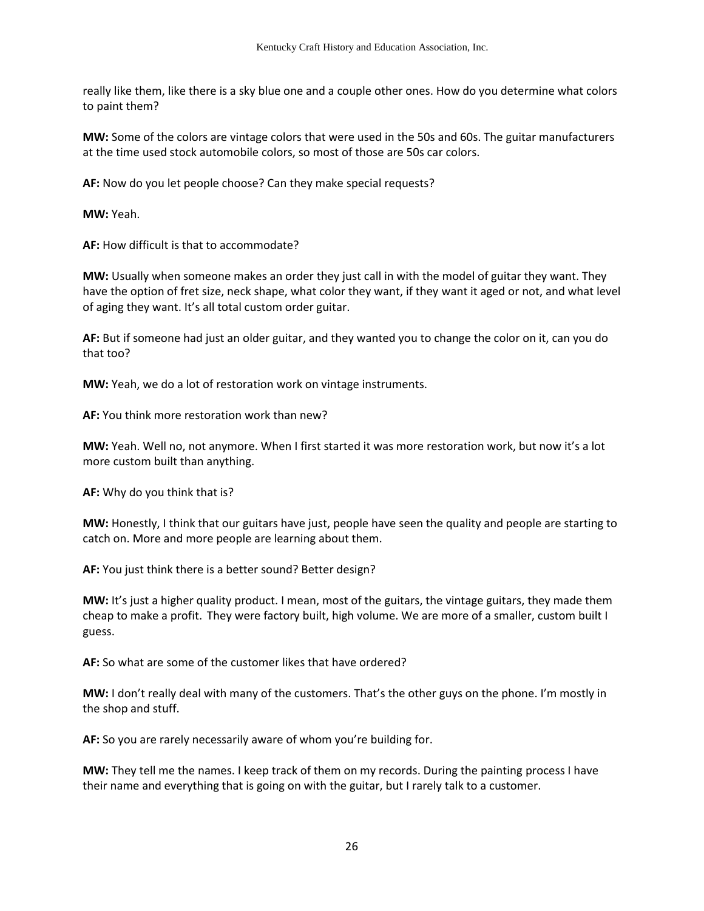really like them, like there is a sky blue one and a couple other ones. How do you determine what colors to paint them?

**MW:** Some of the colors are vintage colors that were used in the 50s and 60s. The guitar manufacturers at the time used stock automobile colors, so most of those are 50s car colors.

**AF:** Now do you let people choose? Can they make special requests?

**MW:** Yeah.

**AF:** How difficult is that to accommodate?

**MW:** Usually when someone makes an order they just call in with the model of guitar they want. They have the option of fret size, neck shape, what color they want, if they want it aged or not, and what level of aging they want. It's all total custom order guitar.

**AF:** But if someone had just an older guitar, and they wanted you to change the color on it, can you do that too?

**MW:** Yeah, we do a lot of restoration work on vintage instruments.

**AF:** You think more restoration work than new?

**MW:** Yeah. Well no, not anymore. When I first started it was more restoration work, but now it's a lot more custom built than anything.

**AF:** Why do you think that is?

**MW:** Honestly, I think that our guitars have just, people have seen the quality and people are starting to catch on. More and more people are learning about them.

**AF:** You just think there is a better sound? Better design?

**MW:** It's just a higher quality product. I mean, most of the guitars, the vintage guitars, they made them cheap to make a profit. They were factory built, high volume. We are more of a smaller, custom built I guess.

**AF:** So what are some of the customer likes that have ordered?

**MW:** I don't really deal with many of the customers. That's the other guys on the phone. I'm mostly in the shop and stuff.

**AF:** So you are rarely necessarily aware of whom you're building for.

**MW:** They tell me the names. I keep track of them on my records. During the painting process I have their name and everything that is going on with the guitar, but I rarely talk to a customer.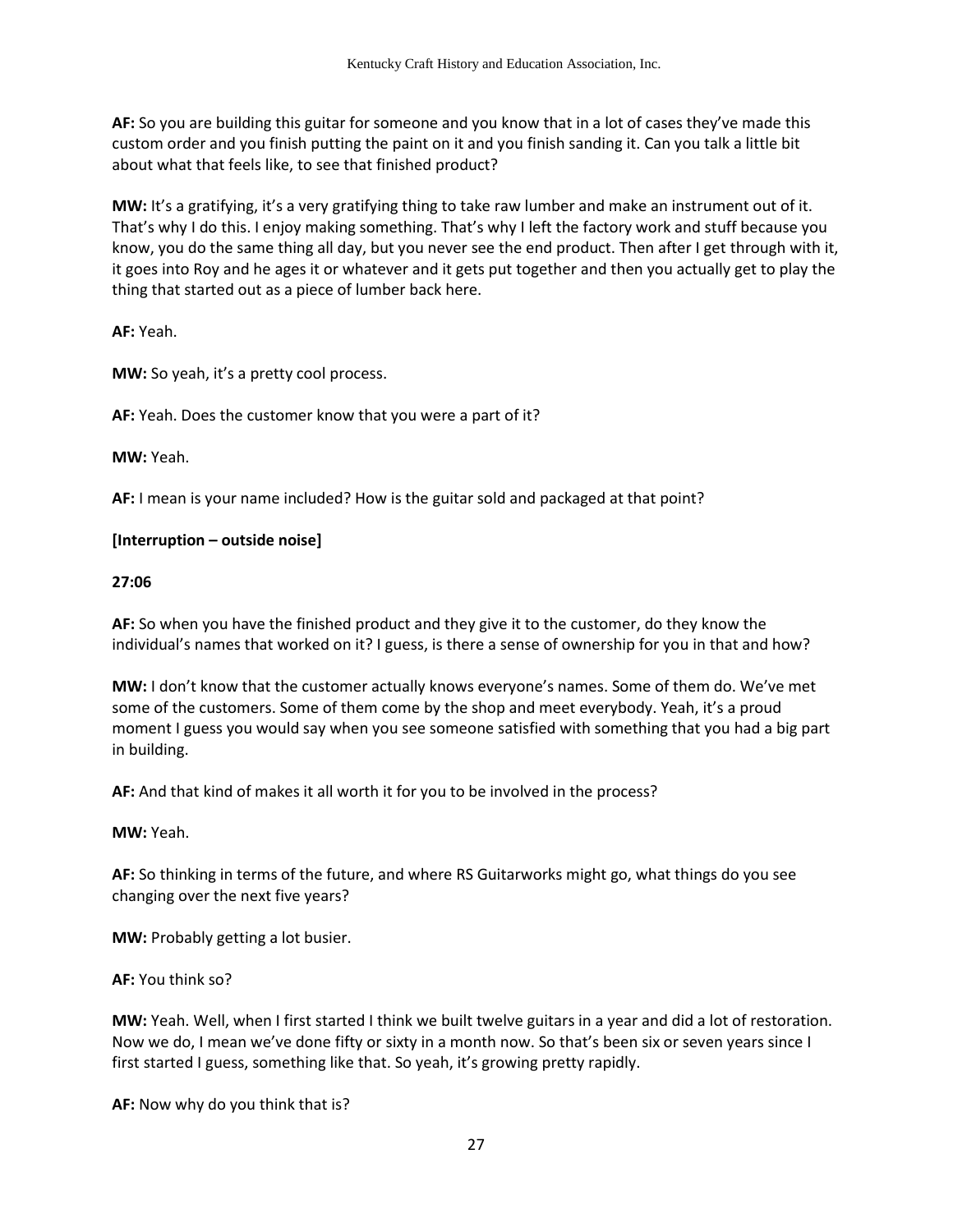**AF:** So you are building this guitar for someone and you know that in a lot of cases they've made this custom order and you finish putting the paint on it and you finish sanding it. Can you talk a little bit about what that feels like, to see that finished product?

**MW:** It's a gratifying, it's a very gratifying thing to take raw lumber and make an instrument out of it. That's why I do this. I enjoy making something. That's why I left the factory work and stuff because you know, you do the same thing all day, but you never see the end product. Then after I get through with it, it goes into Roy and he ages it or whatever and it gets put together and then you actually get to play the thing that started out as a piece of lumber back here.

**AF:** Yeah.

**MW:** So yeah, it's a pretty cool process.

**AF:** Yeah. Does the customer know that you were a part of it?

**MW:** Yeah.

**AF:** I mean is your name included? How is the guitar sold and packaged at that point?

**[Interruption – outside noise]**

**27:06**

**AF:** So when you have the finished product and they give it to the customer, do they know the individual's names that worked on it? I guess, is there a sense of ownership for you in that and how?

**MW:** I don't know that the customer actually knows everyone's names. Some of them do. We've met some of the customers. Some of them come by the shop and meet everybody. Yeah, it's a proud moment I guess you would say when you see someone satisfied with something that you had a big part in building.

**AF:** And that kind of makes it all worth it for you to be involved in the process?

**MW:** Yeah.

**AF:** So thinking in terms of the future, and where RS Guitarworks might go, what things do you see changing over the next five years?

**MW:** Probably getting a lot busier.

**AF:** You think so?

**MW:** Yeah. Well, when I first started I think we built twelve guitars in a year and did a lot of restoration. Now we do, I mean we've done fifty or sixty in a month now. So that's been six or seven years since I first started I guess, something like that. So yeah, it's growing pretty rapidly.

**AF:** Now why do you think that is?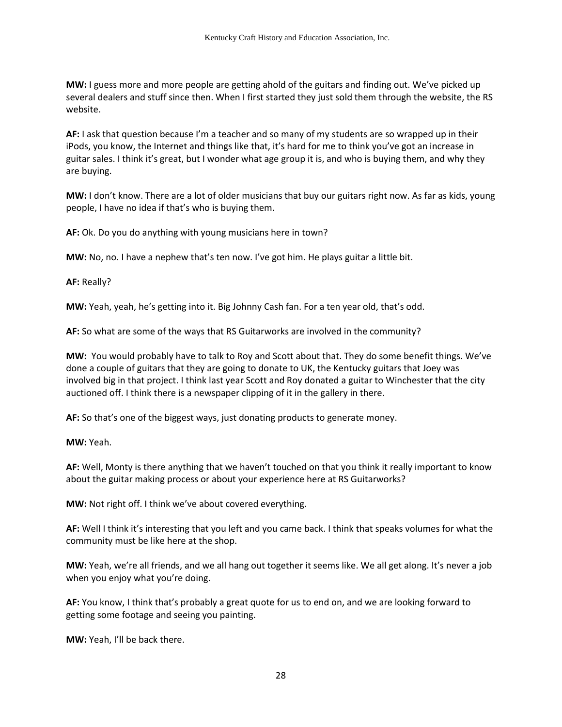**MW:** I guess more and more people are getting ahold of the guitars and finding out. We've picked up several dealers and stuff since then. When I first started they just sold them through the website, the RS website.

**AF:** I ask that question because I'm a teacher and so many of my students are so wrapped up in their iPods, you know, the Internet and things like that, it's hard for me to think you've got an increase in guitar sales. I think it's great, but I wonder what age group it is, and who is buying them, and why they are buying.

**MW:** I don't know. There are a lot of older musicians that buy our guitars right now. As far as kids, young people, I have no idea if that's who is buying them.

**AF:** Ok. Do you do anything with young musicians here in town?

**MW:** No, no. I have a nephew that's ten now. I've got him. He plays guitar a little bit.

**AF:** Really?

**MW:** Yeah, yeah, he's getting into it. Big Johnny Cash fan. For a ten year old, that's odd.

**AF:** So what are some of the ways that RS Guitarworks are involved in the community?

**MW:** You would probably have to talk to Roy and Scott about that. They do some benefit things. We've done a couple of guitars that they are going to donate to UK, the Kentucky guitars that Joey was involved big in that project. I think last year Scott and Roy donated a guitar to Winchester that the city auctioned off. I think there is a newspaper clipping of it in the gallery in there.

**AF:** So that's one of the biggest ways, just donating products to generate money.

**MW:** Yeah.

**AF:** Well, Monty is there anything that we haven't touched on that you think it really important to know about the guitar making process or about your experience here at RS Guitarworks?

**MW:** Not right off. I think we've about covered everything.

**AF:** Well I think it's interesting that you left and you came back. I think that speaks volumes for what the community must be like here at the shop.

**MW:** Yeah, we're all friends, and we all hang out together it seems like. We all get along. It's never a job when you enjoy what you're doing.

**AF:** You know, I think that's probably a great quote for us to end on, and we are looking forward to getting some footage and seeing you painting.

**MW:** Yeah, I'll be back there.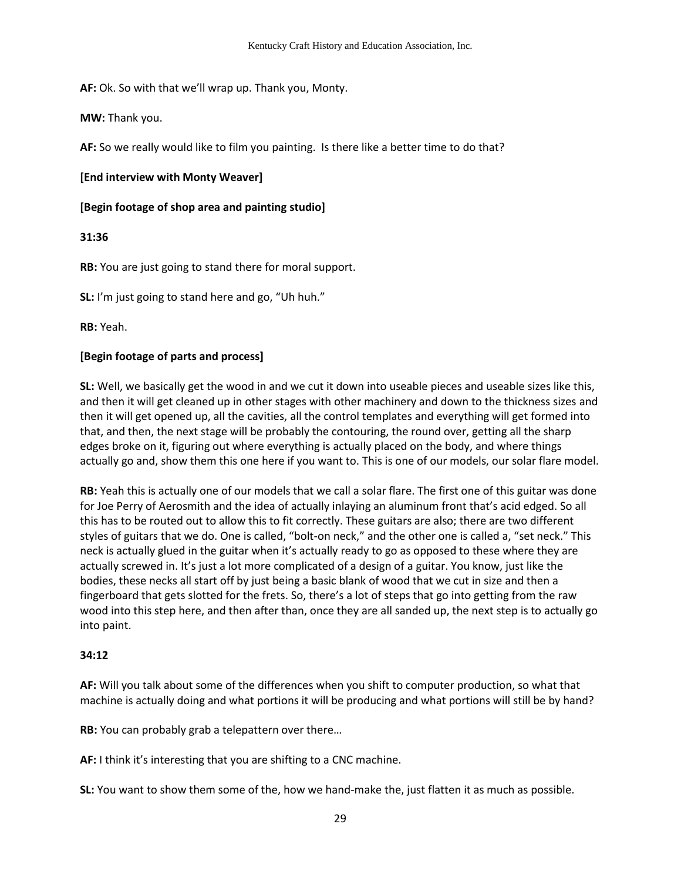**AF:** Ok. So with that we'll wrap up. Thank you, Monty.

**MW:** Thank you.

**AF:** So we really would like to film you painting. Is there like a better time to do that?

**[End interview with Monty Weaver]**

**[Begin footage of shop area and painting studio]**

**31:36**

**RB:** You are just going to stand there for moral support.

**SL:** I'm just going to stand here and go, "Uh huh."

**RB:** Yeah.

**[Begin footage of parts and process]**

**SL:** Well, we basically get the wood in and we cut it down into useable pieces and useable sizes like this, and then it will get cleaned up in other stages with other machinery and down to the thickness sizes and then it will get opened up, all the cavities, all the control templates and everything will get formed into that, and then, the next stage will be probably the contouring, the round over, getting all the sharp edges broke on it, figuring out where everything is actually placed on the body, and where things actually go and, show them this one here if you want to. This is one of our models, our solar flare model.

**RB:** Yeah this is actually one of our models that we call a solar flare. The first one of this guitar was done for Joe Perry of Aerosmith and the idea of actually inlaying an aluminum front that's acid edged. So all this has to be routed out to allow this to fit correctly. These guitars are also; there are two different styles of guitars that we do. One is called, "bolt-on neck," and the other one is called a, "set neck." This neck is actually glued in the guitar when it's actually ready to go as opposed to these where they are actually screwed in. It's just a lot more complicated of a design of a guitar. You know, just like the bodies, these necks all start off by just being a basic blank of wood that we cut in size and then a fingerboard that gets slotted for the frets. So, there's a lot of steps that go into getting from the raw wood into this step here, and then after than, once they are all sanded up, the next step is to actually go into paint.

**34:12**

**AF:** Will you talk about some of the differences when you shift to computer production, so what that machine is actually doing and what portions it will be producing and what portions will still be by hand?

**RB:** You can probably grab a telepattern over there…

**AF:** I think it's interesting that you are shifting to a CNC machine.

**SL:** You want to show them some of the, how we hand-make the, just flatten it as much as possible.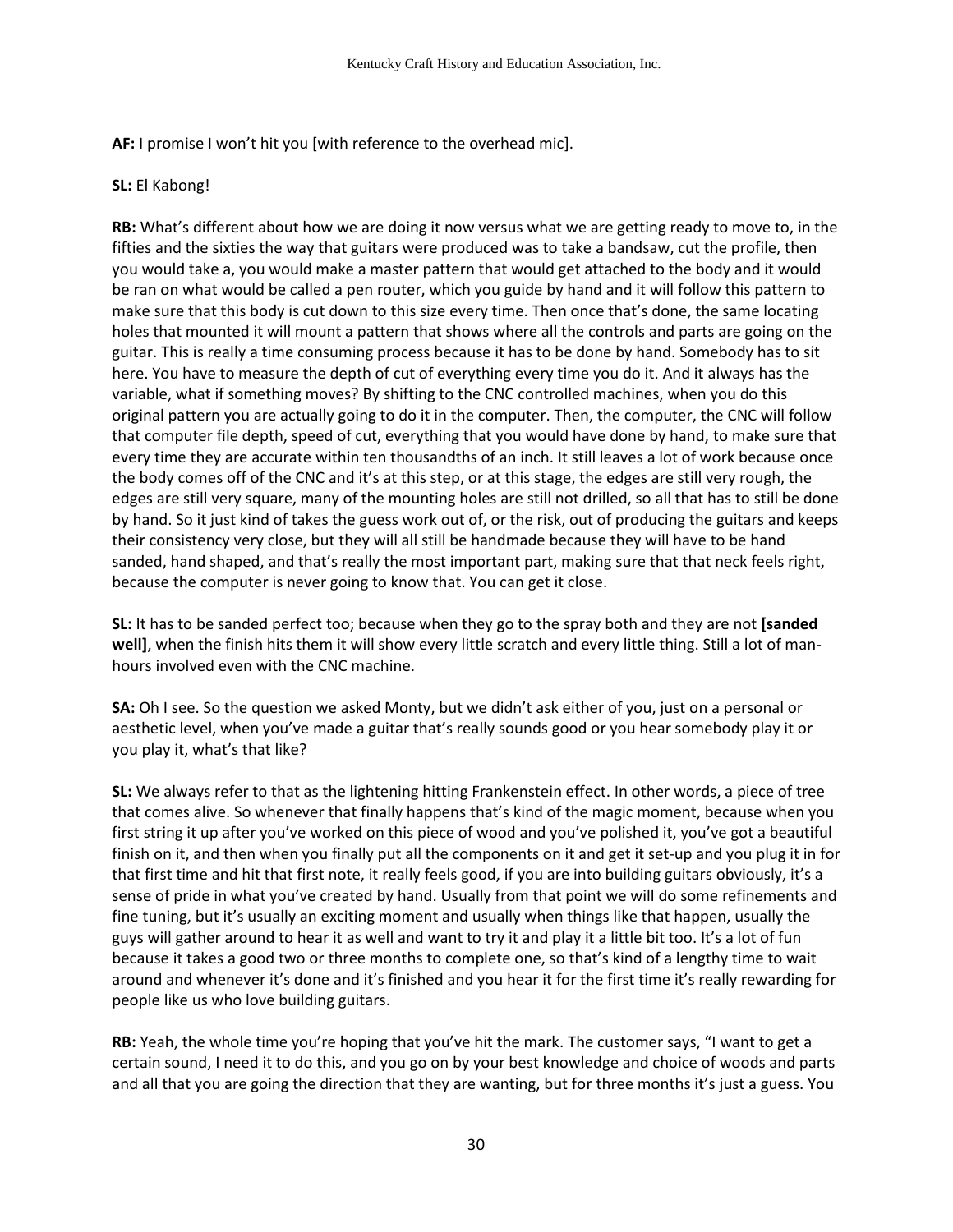**AF:** I promise I won't hit you [with reference to the overhead mic].

**SL:** El Kabong!

**RB:** What's different about how we are doing it now versus what we are getting ready to move to, in the fifties and the sixties the way that guitars were produced was to take a bandsaw, cut the profile, then you would take a, you would make a master pattern that would get attached to the body and it would be ran on what would be called a pen router, which you guide by hand and it will follow this pattern to make sure that this body is cut down to this size every time. Then once that's done, the same locating holes that mounted it will mount a pattern that shows where all the controls and parts are going on the guitar. This is really a time consuming process because it has to be done by hand. Somebody has to sit here. You have to measure the depth of cut of everything every time you do it. And it always has the variable, what if something moves? By shifting to the CNC controlled machines, when you do this original pattern you are actually going to do it in the computer. Then, the computer, the CNC will follow that computer file depth, speed of cut, everything that you would have done by hand, to make sure that every time they are accurate within ten thousandths of an inch. It still leaves a lot of work because once the body comes off of the CNC and it's at this step, or at this stage, the edges are still very rough, the edges are still very square, many of the mounting holes are still not drilled, so all that has to still be done by hand. So it just kind of takes the guess work out of, or the risk, out of producing the guitars and keeps their consistency very close, but they will all still be handmade because they will have to be hand sanded, hand shaped, and that's really the most important part, making sure that that neck feels right, because the computer is never going to know that. You can get it close.

**SL:** It has to be sanded perfect too; because when they go to the spray both and they are not **[sanded well]**, when the finish hits them it will show every little scratch and every little thing. Still a lot of man-hours involved even with the CNC machine.

**SA:** Oh I see. So the question we asked Monty, but we didn't ask either of you, just on a personal or aesthetic level, when you've made a guitar that's really sounds good or you hear somebody play it or you play it, what's that like?

**SL:** We always refer to that as the lightening hitting Frankenstein effect. In other words, a piece of tree that comes alive. So whenever that finally happens that's kind of the magic moment, because when you first string it up after you've worked on this piece of wood and you've polished it, you've got a beautiful finish on it, and then when you finally put all the components on it and get it set-up and you plug it in for that first time and hit that first note, it really feels good, if you are into building guitars obviously, it's a sense of pride in what you've created by hand. Usually from that point we will do some refinements and fine tuning, but it's usually an exciting moment and usually when things like that happen, usually the guys will gather around to hear it as well and want to try it and play it a little bit too. It's a lot of fun because it takes a good two or three months to complete one, so that's kind of a lengthy time to wait around and whenever it's done and it's finished and you hear it for the first time it's really rewarding for people like us who love building guitars.

**RB:** Yeah, the whole time you're hoping that you've hit the mark. The customer says, "I want to get a certain sound, I need it to do this, and you go on by your best knowledge and choice of woods and parts and all that you are going the direction that they are wanting, but for three months it's just a guess. You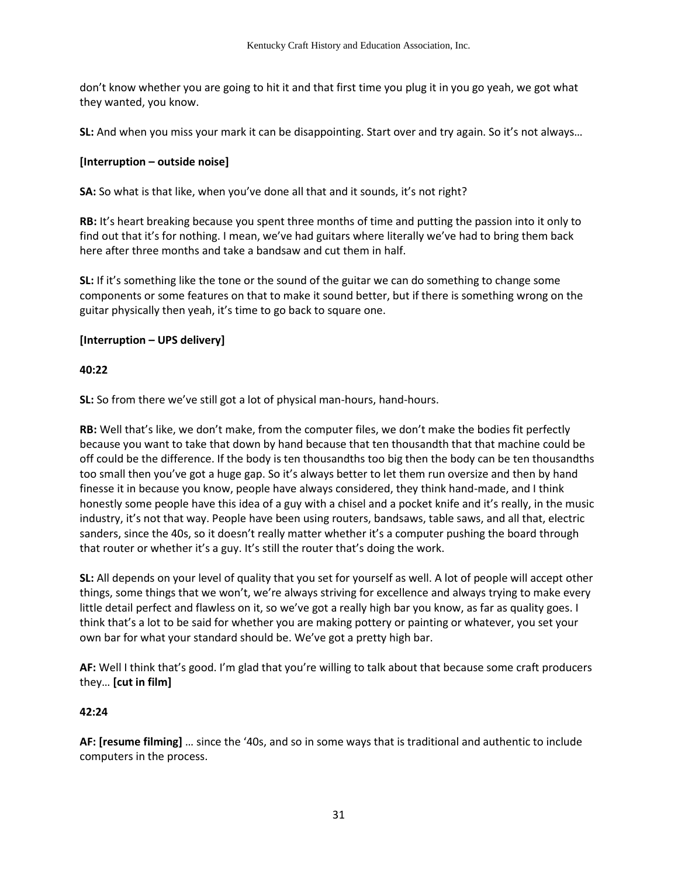don't know whether you are going to hit it and that first time you plug it in you go yeah, we got what they wanted, you know.

**SL:** And when you miss your mark it can be disappointing. Start over and try again. So it's not always…

**[Interruption – outside noise]**

**SA:** So what is that like, when you've done all that and it sounds, it's not right?

**RB:** It's heart breaking because you spent three months of time and putting the passion into it only to find out that it's for nothing. I mean, we've had guitars where literally we've had to bring them back here after three months and take a bandsaw and cut them in half.

**SL:** If it's something like the tone or the sound of the guitar we can do something to change some components or some features on that to make it sound better, but if there is something wrong on the guitar physically then yeah, it's time to go back to square one.

**[Interruption – UPS delivery]**

**40:22**

**SL:** So from there we've still got a lot of physical man-hours, hand-hours.

**RB:** Well that's like, we don't make, from the computer files, we don't make the bodies fit perfectly because you want to take that down by hand because that ten thousandth that that machine could be off could be the difference. If the body is ten thousandths too big then the body can be ten thousandths too small then you've got a huge gap. So it's always better to let them run oversize and then by hand finesse it in because you know, people have always considered, they think hand-made, and I think honestly some people have this idea of a guy with a chisel and a pocket knife and it's really, in the music industry, it's not that way. People have been using routers, bandsaws, table saws, and all that, electric sanders, since the 40s, so it doesn't really matter whether it's a computer pushing the board through that router or whether it's a guy. It's still the router that's doing the work.

**SL:** All depends on your level of quality that you set for yourself as well. A lot of people will accept other things, some things that we won't, we're always striving for excellence and always trying to make every little detail perfect and flawless on it, so we've got a really high bar you know, as far as quality goes. I think that's a lot to be said for whether you are making pottery or painting or whatever, you set your own bar for what your standard should be. We've got a pretty high bar.

**AF:** Well I think that's good. I'm glad that you're willing to talk about that because some craft producers they… **[cut in film]**

**42:24**

**AF: [resume filming]** … since the '40s, and so in some ways that is traditional and authentic to include computers in the process.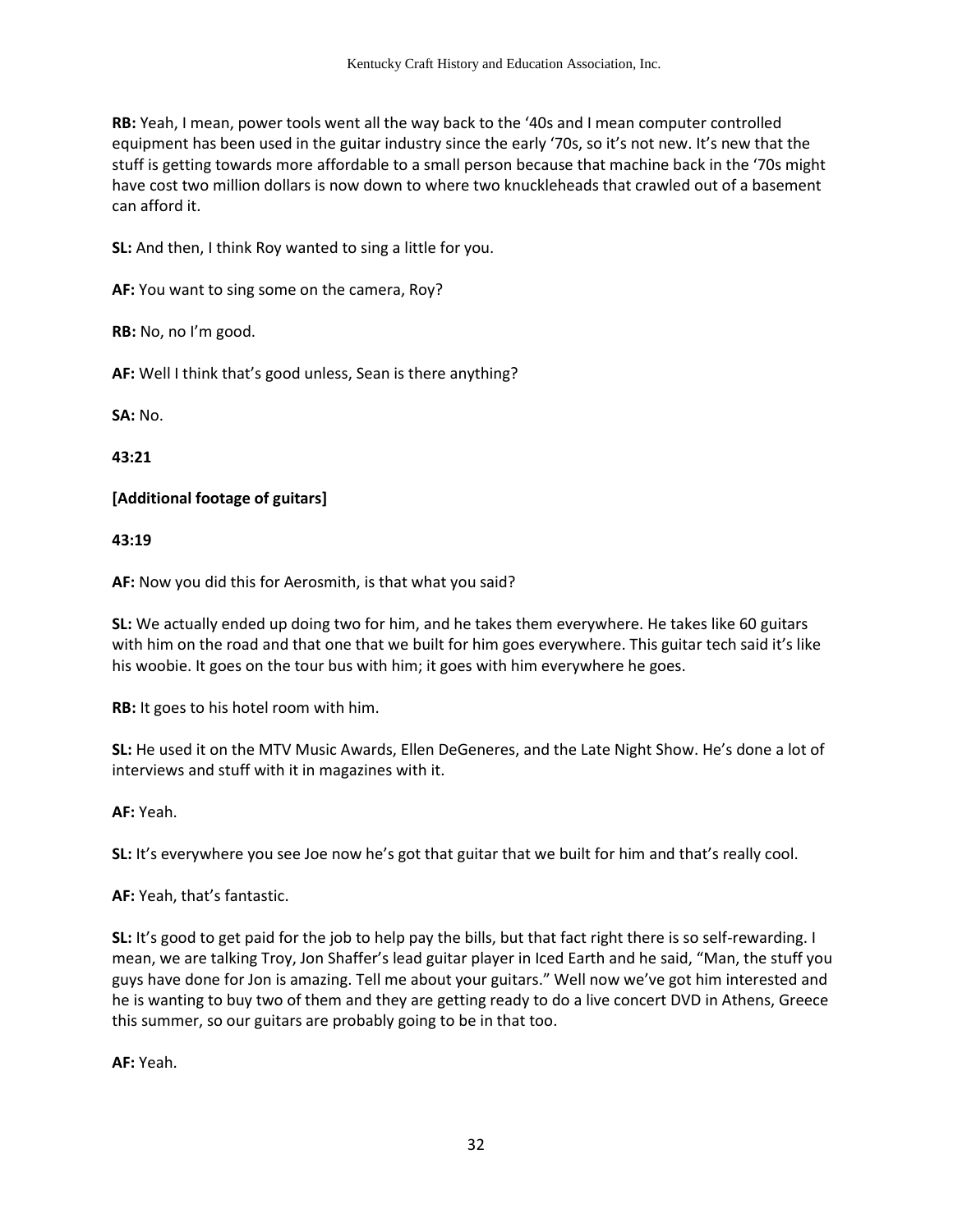**RB:** Yeah, I mean, power tools went all the way back to the '40s and I mean computer controlled equipment has been used in the guitar industry since the early '70s, so it's not new. It's new that the stuff is getting towards more affordable to a small person because that machine back in the '70s might have cost two million dollars is now down to where two knuckleheads that crawled out of a basement can afford it.

**SL:** And then, I think Roy wanted to sing a little for you.

**AF:** You want to sing some on the camera, Roy?

**RB:** No, no I'm good.

**AF:** Well I think that's good unless, Sean is there anything?

**SA:** No.

**43:21**

**[Additional footage of guitars]**

**43:19**

**AF:** Now you did this for Aerosmith, is that what you said?

**SL:** We actually ended up doing two for him, and he takes them everywhere. He takes like 60 guitars with him on the road and that one that we built for him goes everywhere. This guitar tech said it's like his woobie. It goes on the tour bus with him; it goes with him everywhere he goes.

**RB:** It goes to his hotel room with him.

**SL:** He used it on the MTV Music Awards, Ellen DeGeneres, and the Late Night Show. He's done a lot of interviews and stuff with it in magazines with it.

**AF:** Yeah.

**SL:** It's everywhere you see Joe now he's got that guitar that we built for him and that's really cool.

**AF:** Yeah, that's fantastic.

**SL:** It's good to get paid for the job to help pay the bills, but that fact right there is so self-rewarding. I mean, we are talking Troy, Jon Shaffer's lead guitar player in Iced Earth and he said, "Man, the stuff you guys have done for Jon is amazing. Tell me about your guitars." Well now we've got him interested and he is wanting to buy two of them and they are getting ready to do a live concert DVD in Athens, Greece this summer, so our guitars are probably going to be in that too.

**AF:** Yeah.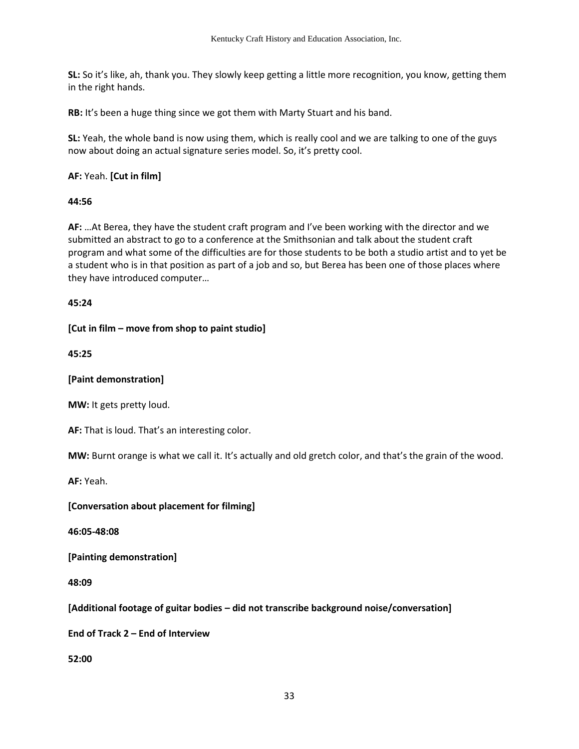**SL:** So it's like, ah, thank you. They slowly keep getting a little more recognition, you know, getting them in the right hands.

**RB:** It's been a huge thing since we got them with Marty Stuart and his band.

**SL:** Yeah, the whole band is now using them, which is really cool and we are talking to one of the guys now about doing an actual signature series model. So, it's pretty cool.

**AF:** Yeah. **[Cut in film]**

**44:56**

**AF:** …At Berea, they have the student craft program and I've been working with the director and we submitted an abstract to go to a conference at the Smithsonian and talk about the student craft program and what some of the difficulties are for those students to be both a studio artist and to yet be a student who is in that position as part of a job and so, but Berea has been one of those places where they have introduced computer…

**45:24**

**[Cut in film – move from shop to paint studio]**

**45:25**

**[Paint demonstration]**

**MW:** It gets pretty loud.

**AF:** That is loud. That's an interesting color.

**MW:** Burnt orange is what we call it. It's actually and old gretch color, and that's the grain of the wood.

**AF:** Yeah.

**[Conversation about placement for filming]**

**46:05-48:08**

**[Painting demonstration]**

**48:09**

**[Additional footage of guitar bodies – did not transcribe background noise/conversation]**

**End of Track 2 – End of Interview**

**52:00**